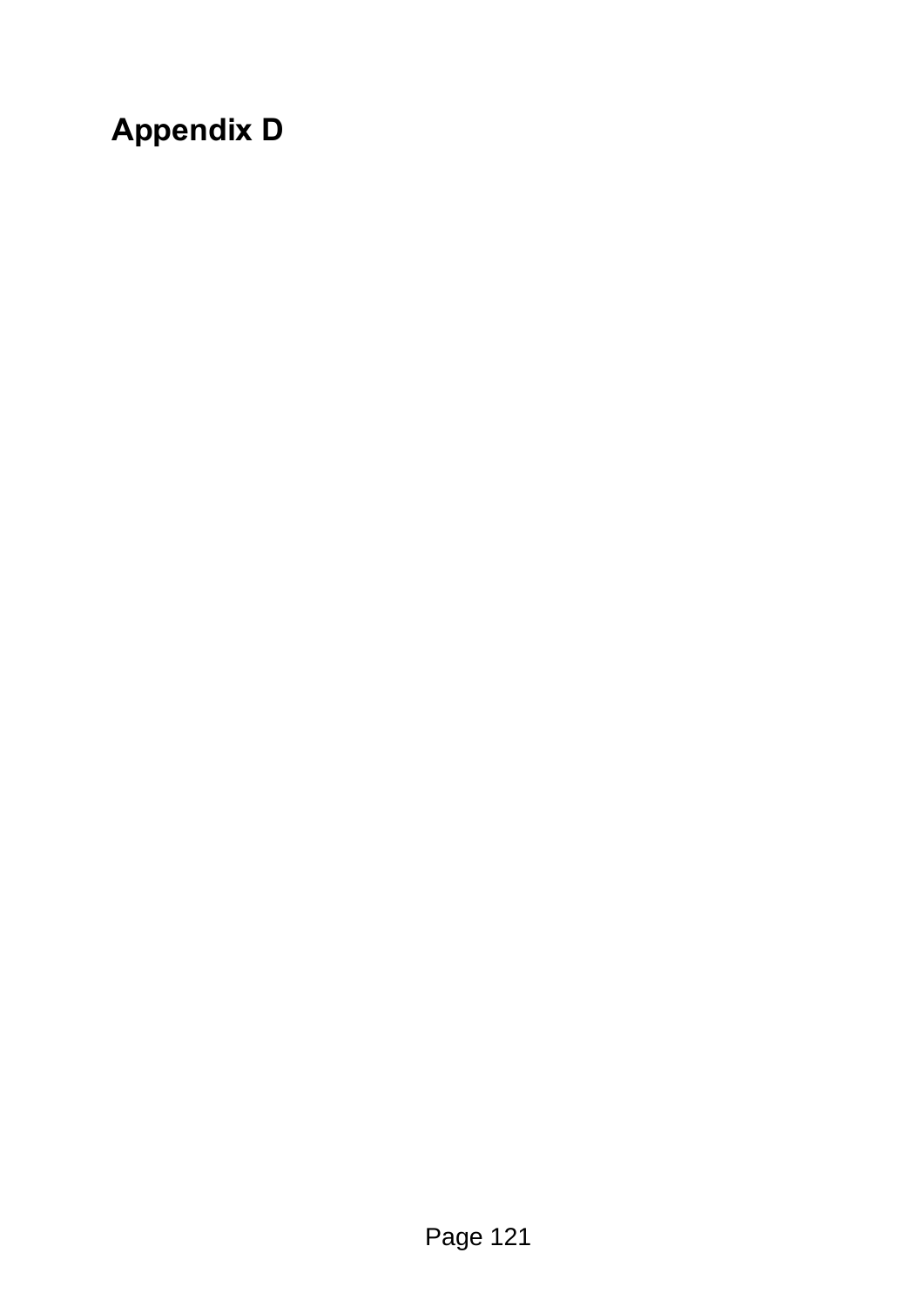# Appendix D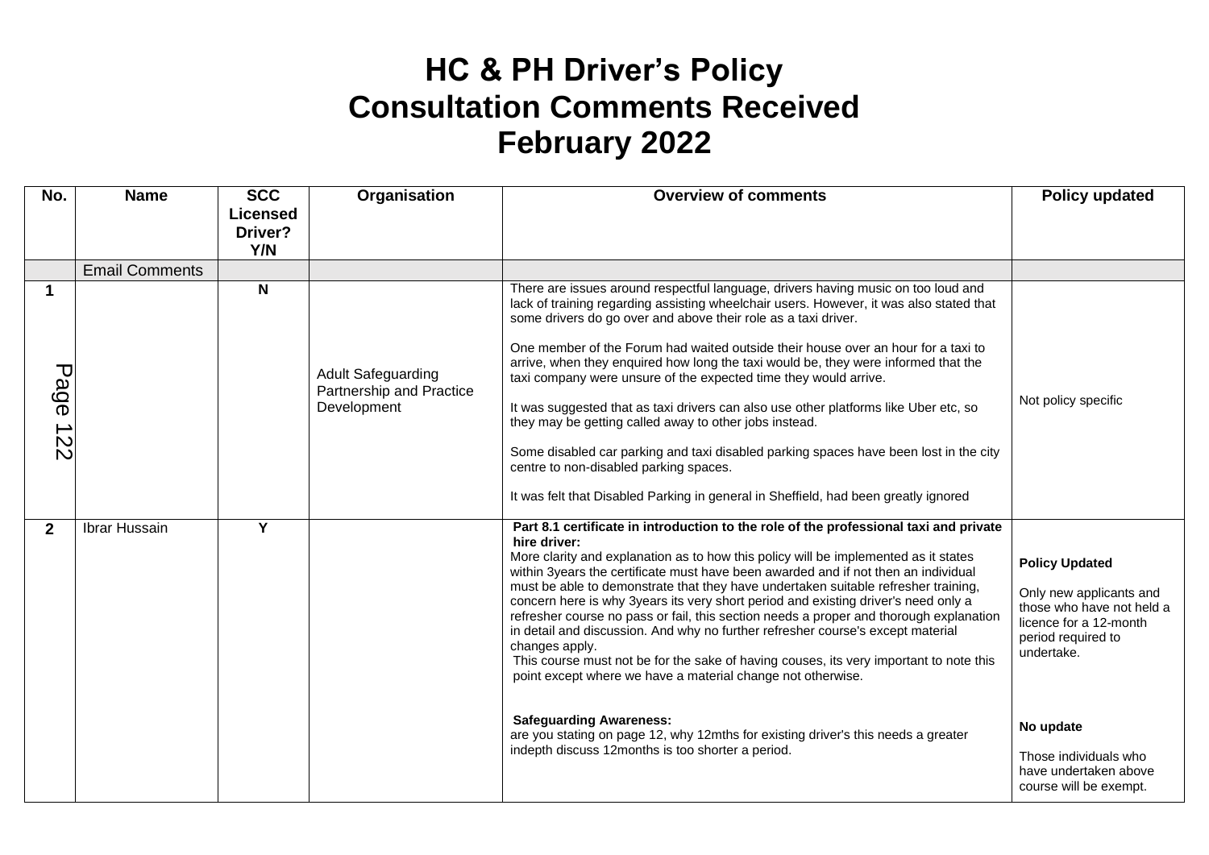# HC & PH Driver's Policy
# Consultation Comments Received
# February 2022

| No. | Name | SCC Licensed Driver? Y/N | Organisation | Overview of comments | Policy updated |
|---|---|---|---|---|---|
| | Email Comments | | | | |
| 1 | | N | Adult Safeguarding Partnership and Practice Development | There are issues around respectful language, drivers having music on too loud and lack of training regarding assisting wheelchair users. However, it was also stated that some drivers do go over and above their role as a taxi driver.<br><br>One member of the Forum had waited outside their house over an hour for a taxi to arrive, when they enquired how long the taxi would be, they were informed that the taxi company were unsure of the expected time they would arrive.<br><br>It was suggested that as taxi drivers can also use other platforms like Uber etc, so they may be getting called away to other jobs instead.<br><br>Some disabled car parking and taxi disabled parking spaces have been lost in the city centre to non-disabled parking spaces.<br><br>It was felt that Disabled Parking in general in Sheffield, had been greatly ignored | Not policy specific |
| 2 | Ibrar Hussain | Y | | **Part 8.1 certificate in introduction to the role of the professional taxi and private hire driver:**<br>More clarity and explanation as to how this policy will be implemented as it states within 3years the certificate must have been awarded and if not then an individual must be able to demonstrate that they have undertaken suitable refresher training, concern here is why 3years its very short period and existing driver's need only a refresher course no pass or fail, this section needs a proper and thorough explanation in detail and discussion. And why no further refresher course's except material changes apply.<br>This course must not be for the sake of having couses, its very important to note this point except where we have a material change not otherwise.<br><br>**Safeguarding Awareness:**<br>are you stating on page 12, why 12mths for existing driver's this needs a greater indepth discuss 12months is too shorter a period. | **Policy Updated**<br><br>Only new applicants and those who have not held a licence for a 12-month period required to undertake.<br><br>**No update**<br><br>Those individuals who have undertaken above course will be exempt. |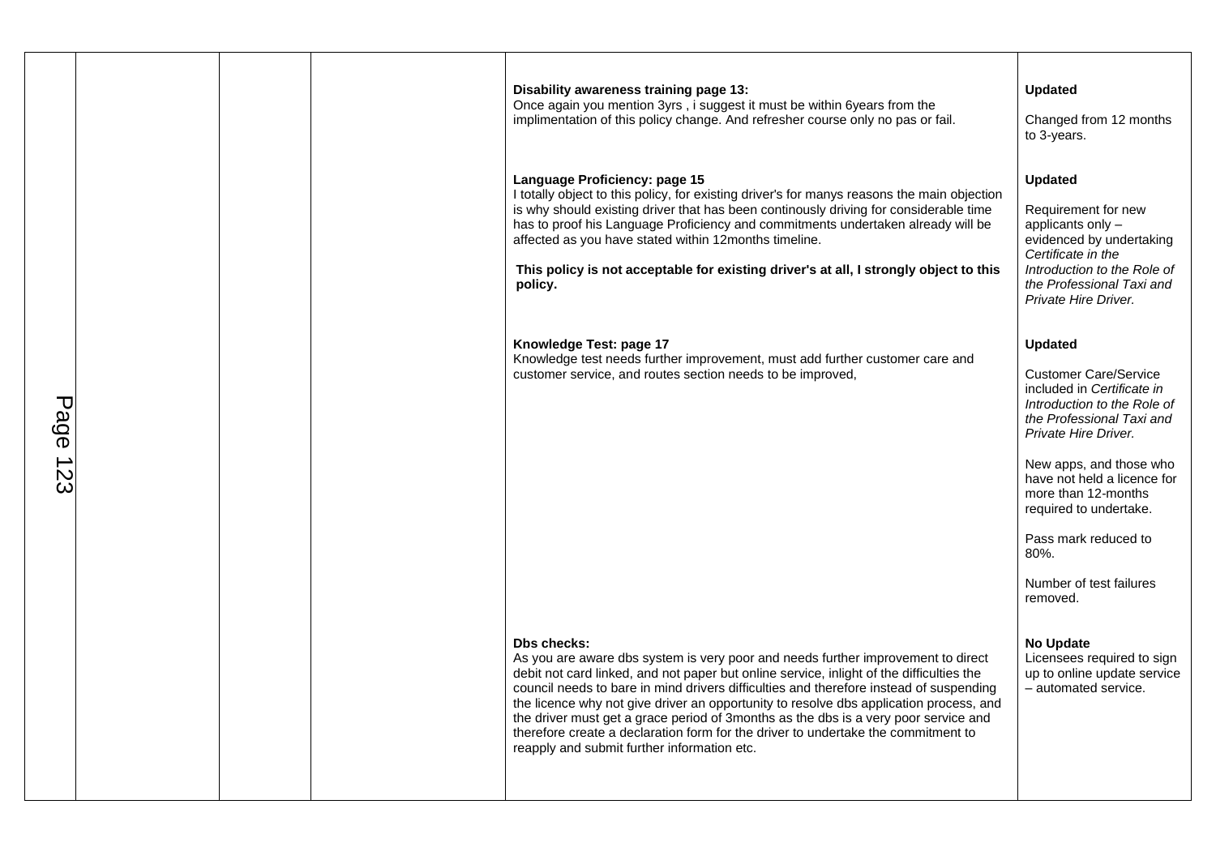| | | | | | |
|---|---|---|---|---|---|
| | | | | **Disability awareness training page 13:**<br>Once again you mention 3yrs , i suggest it must be within 6years from the implimentation of this policy change. And refresher course only no pas or fail. | **Updated**<br><br>Changed from 12 months to 3-years. |
| | | | | **Language Proficiency: page 15**<br>I totally object to this policy, for existing driver's for manys reasons the main objection is why should existing driver that has been continously driving for considerable time has to proof his Language Proficiency and commitments undertaken already will be affected as you have stated within 12months timeline.<br><br>**This policy is not acceptable for existing driver's at all, I strongly object to this policy.** | **Updated**<br><br>Requirement for new applicants only – evidenced by undertaking *Certificate in the Introduction to the Role of the Professional Taxi and Private Hire Driver.* |
| | | | | **Knowledge Test: page 17**<br>Knowledge test needs further improvement, must add further customer care and customer service, and routes section needs to be improved, | **Updated**<br><br>Customer Care/Service included in *Certificate in Introduction to the Role of the Professional Taxi and Private Hire Driver.*<br><br>New apps, and those who have not held a licence for more than 12-months required to undertake.<br><br>Pass mark reduced to 80%.<br><br>Number of test failures removed. |
| | | | | **Dbs checks:**<br>As you are aware dbs system is very poor and needs further improvement to direct debit not card linked, and not paper but online service, inlight of the difficulties the council needs to bare in mind drivers difficulties and therefore instead of suspending the licence why not give driver an opportunity to resolve dbs application process, and the driver must get a grace period of 3months as the dbs is a very poor service and therefore create a declaration form for the driver to undertake the commitment to reapply and submit further information etc. | **No Update**<br>Licensees required to sign up to online update service – automated service. |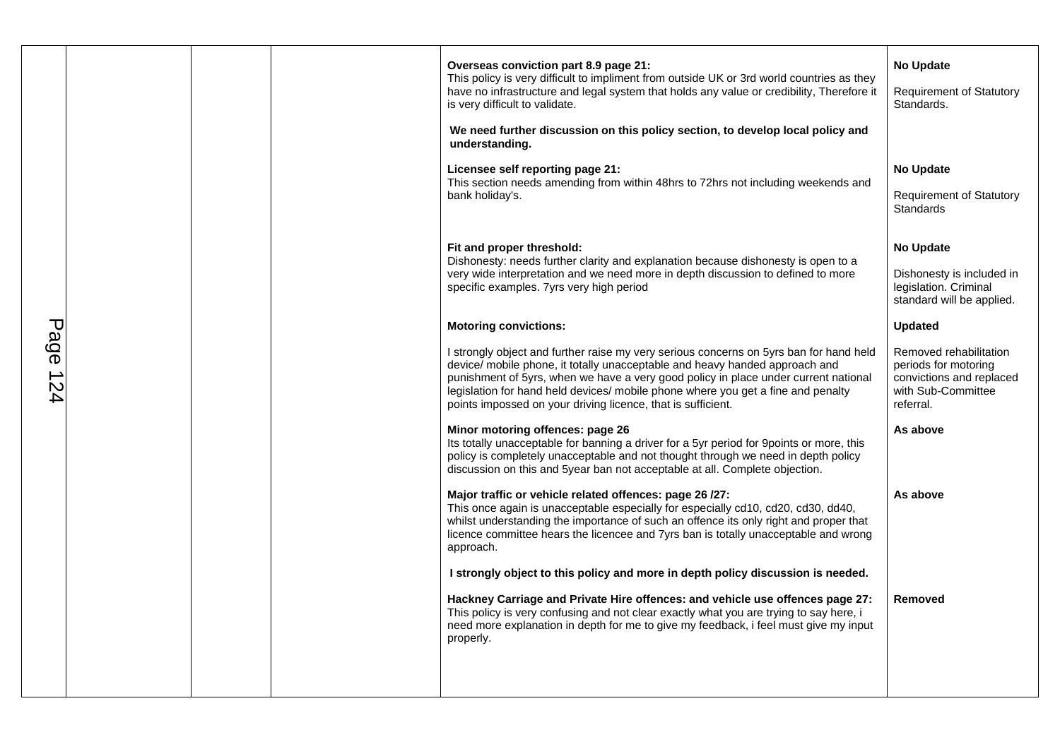| | | | | | |
|---|---|---|---|---|---|
| | | | | **Overseas conviction part 8.9 page 21:**<br>This policy is very difficult to impliment from outside UK or 3rd world countries as they have no infrastructure and legal system that holds any value or credibility, Therefore it is very difficult to validate.<br><br>**We need further discussion on this policy section, to develop local policy and understanding.** | **No Update**<br><br>Requirement of Statutory Standards. |
| | | | | **Licensee self reporting page 21:**<br>This section needs amending from within 48hrs to 72hrs not including weekends and bank holiday's. | **No Update**<br><br>Requirement of Statutory Standards |
| | | | | **Fit and proper threshold:**<br>Dishonesty: needs further clarity and explanation because dishonesty is open to a very wide interpretation and we need more in depth discussion to defined to more specific examples. 7yrs very high period | **No Update**<br><br>Dishonesty is included in legislation. Criminal standard will be applied. |
| | | | | **Motoring convictions:**<br><br>I strongly object and further raise my very serious concerns on 5yrs ban for hand held device/ mobile phone, it totally unacceptable and heavy handed approach and punishment of 5yrs, when we have a very good policy in place under current national legislation for hand held devices/ mobile phone where you get a fine and penalty points impossed on your driving licence, that is sufficient. | **Updated**<br><br>Removed rehabilitation periods for motoring convictions and replaced with Sub-Committee referral. |
| | | | | **Minor motoring offences: page 26**<br>Its totally unacceptable for banning a driver for a 5yr period for 9points or more, this policy is completely unacceptable and not thought through we need in depth policy discussion on this and 5year ban not acceptable at all. Complete objection. | **As above** |
| | | | | **Major traffic or vehicle related offences: page 26 /27:**<br>This once again is unacceptable especially for especially cd10, cd20, cd30, dd40, whilst understanding the importance of such an offence its only right and proper that licence committee hears the licencee and 7yrs ban is totally unacceptable and wrong approach.<br><br>**I strongly object to this policy and more in depth policy discussion is needed.** | **As above** |
| | | | | **Hackney Carriage and Private Hire offences: and vehicle use offences page 27:**<br>This policy is very confusing and not clear exactly what you are trying to say here, i need more explanation in depth for me to give my feedback, i feel must give my input properly. | **Removed** |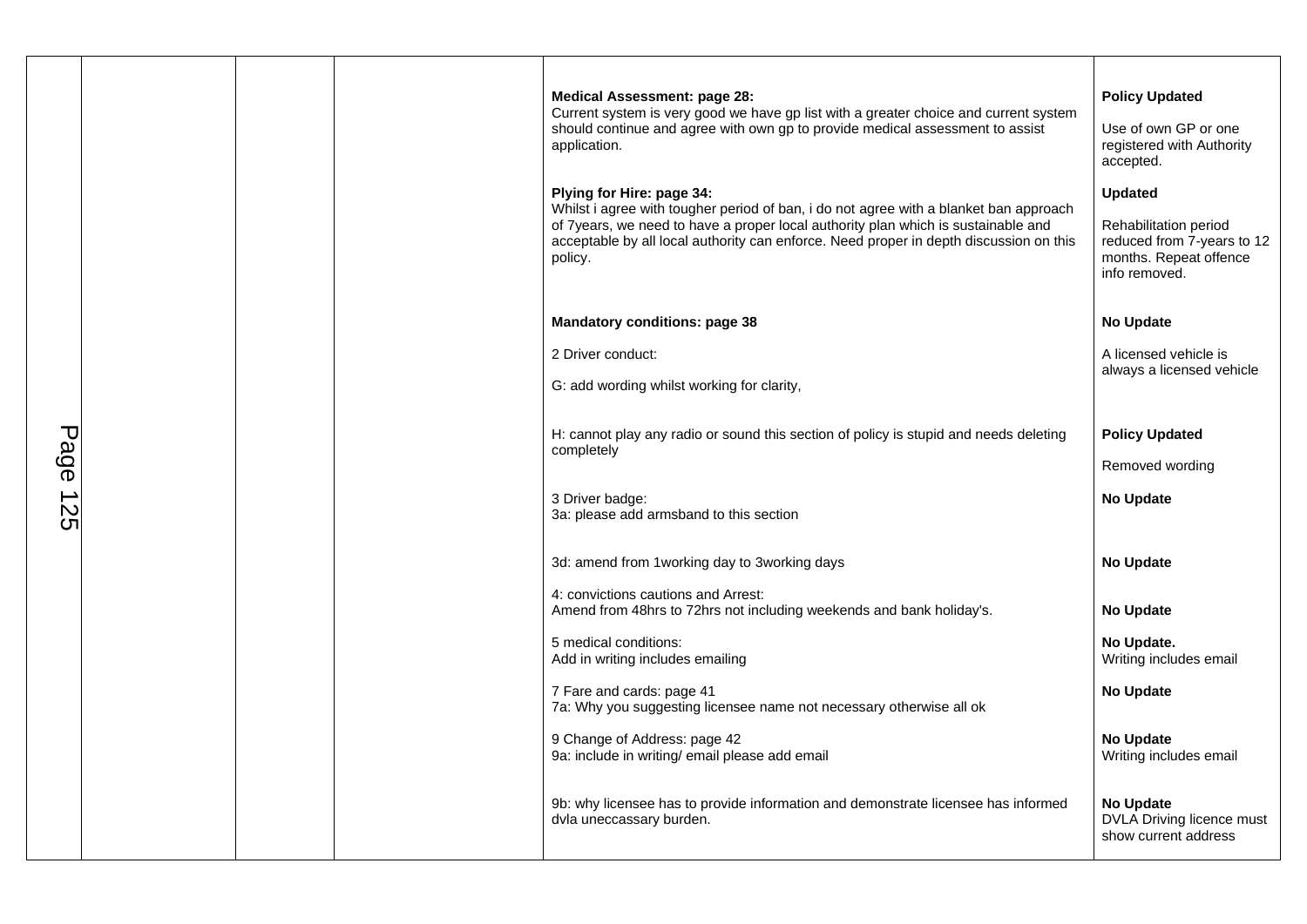| | | | | | |
|---|---|---|---|---|---|
| | | | | **Medical Assessment: page 28:**<br>Current system is very good we have gp list with a greater choice and current system should continue and agree with own gp to provide medical assessment to assist application. | **Policy Updated**<br><br>Use of own GP or one registered with Authority accepted. |
| | | | | **Plying for Hire: page 34:**<br>Whilst i agree with tougher period of ban, i do not agree with a blanket ban approach of 7years, we need to have a proper local authority plan which is sustainable and acceptable by all local authority can enforce. Need proper in depth discussion on this policy. | **Updated**<br><br>Rehabilitation period reduced from 7-years to 12 months. Repeat offence info removed. |
| | | | | **Mandatory conditions: page 38**<br><br>2 Driver conduct:<br><br>G: add wording whilst working for clarity, | **No Update**<br><br>A licensed vehicle is always a licensed vehicle |
| | | | | H: cannot play any radio or sound this section of policy is stupid and needs deleting completely | **Policy Updated**<br><br>Removed wording |
| | | | | 3 Driver badge:<br>3a: please add armsband to this section | **No Update** |
| | | | | 3d: amend from 1working day to 3working days | **No Update** |
| | | | | 4: convictions cautions and Arrest:<br>Amend from 48hrs to 72hrs not including weekends and bank holiday's. | **No Update** |
| | | | | 5 medical conditions:<br>Add in writing includes emailing | **No Update.**<br>Writing includes email |
| | | | | 7 Fare and cards: page 41<br>7a: Why you suggesting licensee name not necessary otherwise all ok | **No Update** |
| | | | | 9 Change of Address: page 42<br>9a: include in writing/ email please add email | **No Update**<br>Writing includes email |
| | | | | 9b: why licensee has to provide information and demonstrate licensee has informed dvla uneccassary burden. | **No Update**<br>DVLA Driving licence must show current address |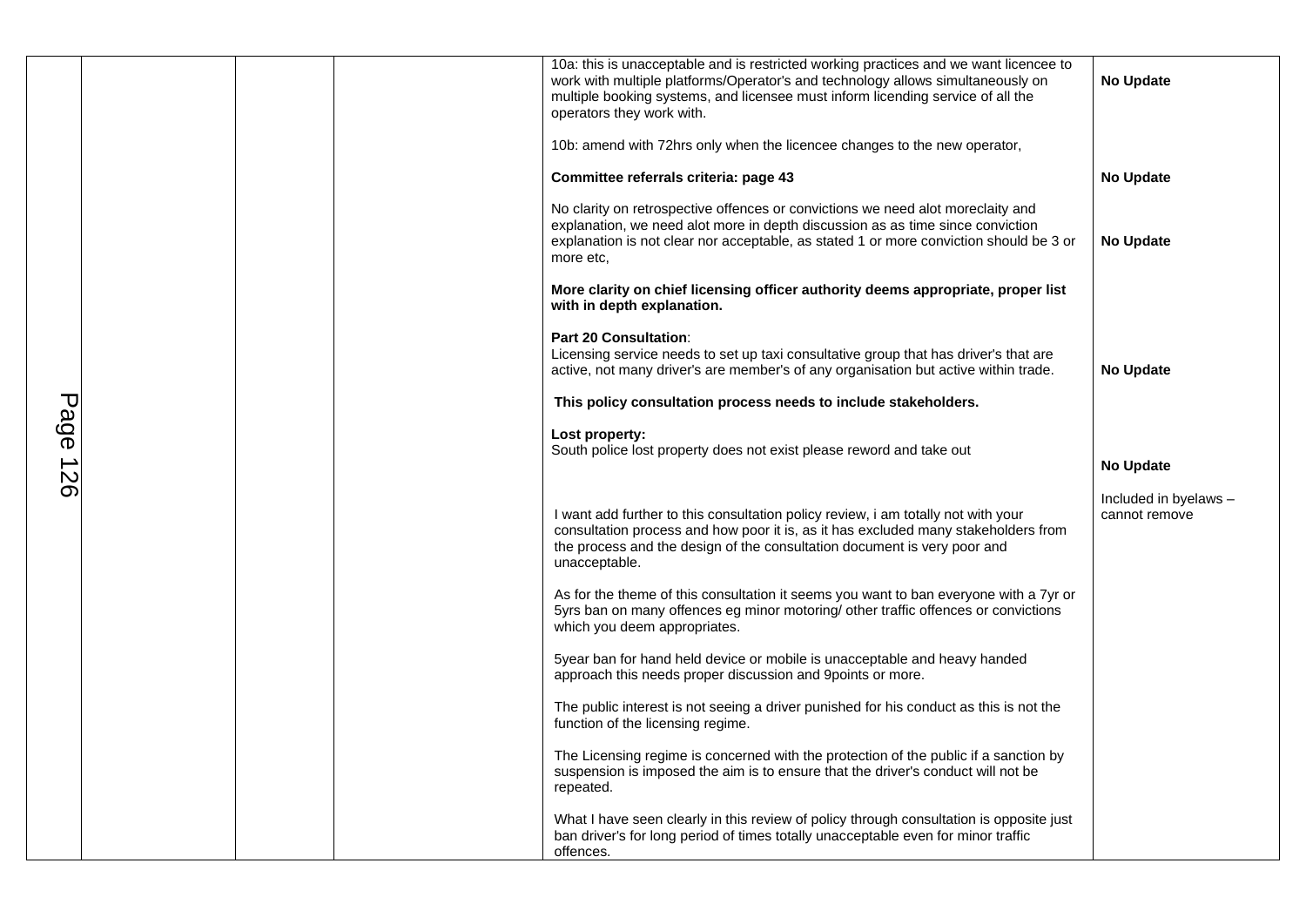|  |  |  |  | 10a: this is unacceptable and is restricted working practices and we want licencee to work with multiple platforms/Operator's and technology allows simultaneously on multiple booking systems, and licensee must inform licending service of all the operators they work with.<br><br>10b: amend with 72hrs only when the licencee changes to the new operator, | **No Update** |
|---|---|---|---|---|---|
|  |  |  |  | **Committee referrals criteria: page 43** | **No Update** |
|  |  |  |  | No clarity on retrospective offences or convictions we need alot moreclaity and explanation, we need alot more in depth discussion as as time since conviction explanation is not clear nor acceptable, as stated 1 or more conviction should be 3 or more etc, | **No Update** |
|  |  |  |  | **More clarity on chief licensing officer authority deems appropriate, proper list with in depth explanation.** |  |
|  |  |  |  | **Part 20 Consultation**:<br>Licensing service needs to set up taxi consultative group that has driver's that are active, not many driver's are member's of any organisation but active within trade. | **No Update** |
|  |  |  |  | **This policy consultation process needs to include stakeholders.** |  |
|  |  |  |  | **Lost property:**<br>South police lost property does not exist please reword and take out | **No Update**<br><br>Included in byelaws – cannot remove |
|  |  |  |  | I want add further to this consultation policy review, i am totally not with your consultation process and how poor it is, as it has excluded many stakeholders from the process and the design of the consultation document is very poor and unacceptable.<br><br>As for the theme of this consultation it seems you want to ban everyone with a 7yr or 5yrs ban on many offences eg minor motoring/ other traffic offences or convictions which you deem appropriates.<br><br>5year ban for hand held device or mobile is unacceptable and heavy handed approach this needs proper discussion and 9points or more.<br><br>The public interest is not seeing a driver punished for his conduct as this is not the function of the licensing regime.<br><br>The Licensing regime is concerned with the protection of the public if a sanction by suspension is imposed the aim is to ensure that the driver's conduct will not be repeated.<br><br>What I have seen clearly in this review of policy through consultation is opposite just ban driver's for long period of times totally unacceptable even for minor traffic offences. |  |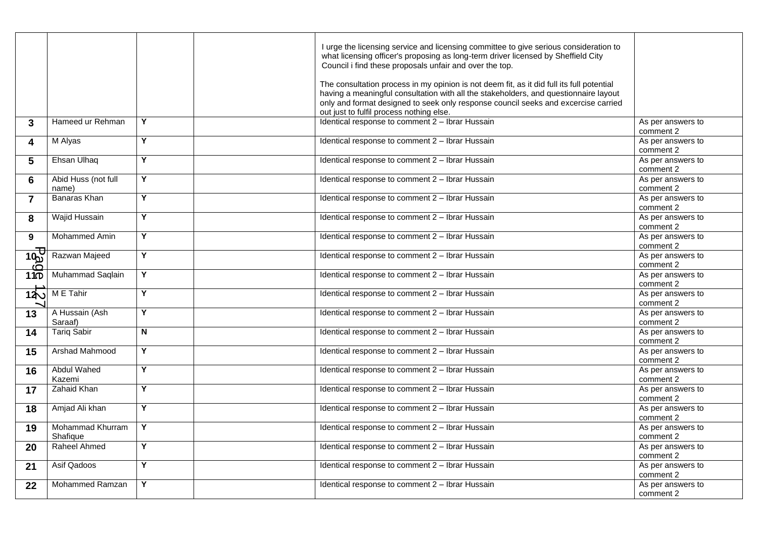| | | | | | |
|---|---|---|---|---|---|
| | | | | I urge the licensing service and licensing committee to give serious consideration to what licensing officer's proposing as long-term driver licensed by Sheffield City Council i find these proposals unfair and over the top.<br><br>The consultation process in my opinion is not deem fit, as it did full its full potential having a meaningful consultation with all the stakeholders, and questionnaire layout only and format designed to seek only response council seeks and excercise carried out just to fulfil process nothing else. | |
| **3** | Hameed ur Rehman | **Y** | | Identical response to comment 2 – Ibrar Hussain | As per answers to comment 2 |
| **4** | M Alyas | **Y** | | Identical response to comment 2 – Ibrar Hussain | As per answers to comment 2 |
| **5** | Ehsan Ulhaq | **Y** | | Identical response to comment 2 – Ibrar Hussain | As per answers to comment 2 |
| **6** | Abid Huss (not full name) | **Y** | | Identical response to comment 2 – Ibrar Hussain | As per answers to comment 2 |
| **7** | Banaras Khan | **Y** | | Identical response to comment 2 – Ibrar Hussain | As per answers to comment 2 |
| **8** | Wajid Hussain | **Y** | | Identical response to comment 2 – Ibrar Hussain | As per answers to comment 2 |
| **9** | Mohammed Amin | **Y** | | Identical response to comment 2 – Ibrar Hussain | As per answers to comment 2 |
| **10** | Razwan Majeed | **Y** | | Identical response to comment 2 – Ibrar Hussain | As per answers to comment 2 |
| **11** | Muhammad Saqlain | **Y** | | Identical response to comment 2 – Ibrar Hussain | As per answers to comment 2 |
| **12** | M E Tahir | **Y** | | Identical response to comment 2 – Ibrar Hussain | As per answers to comment 2 |
| **13** | A Hussain (Ash Saraaf) | **Y** | | Identical response to comment 2 – Ibrar Hussain | As per answers to comment 2 |
| **14** | Tariq Sabir | **N** | | Identical response to comment 2 – Ibrar Hussain | As per answers to comment 2 |
| **15** | Arshad Mahmood | **Y** | | Identical response to comment 2 – Ibrar Hussain | As per answers to comment 2 |
| **16** | Abdul Wahed Kazemi | **Y** | | Identical response to comment 2 – Ibrar Hussain | As per answers to comment 2 |
| **17** | Zahaid Khan | **Y** | | Identical response to comment 2 – Ibrar Hussain | As per answers to comment 2 |
| **18** | Amjad Ali khan | **Y** | | Identical response to comment 2 – Ibrar Hussain | As per answers to comment 2 |
| **19** | Mohammad Khurram Shafique | **Y** | | Identical response to comment 2 – Ibrar Hussain | As per answers to comment 2 |
| **20** | Raheel Ahmed | **Y** | | Identical response to comment 2 – Ibrar Hussain | As per answers to comment 2 |
| **21** | Asif Qadoos | **Y** | | Identical response to comment 2 – Ibrar Hussain | As per answers to comment 2 |
| **22** | Mohammed Ramzan | **Y** | | Identical response to comment 2 – Ibrar Hussain | As per answers to comment 2 |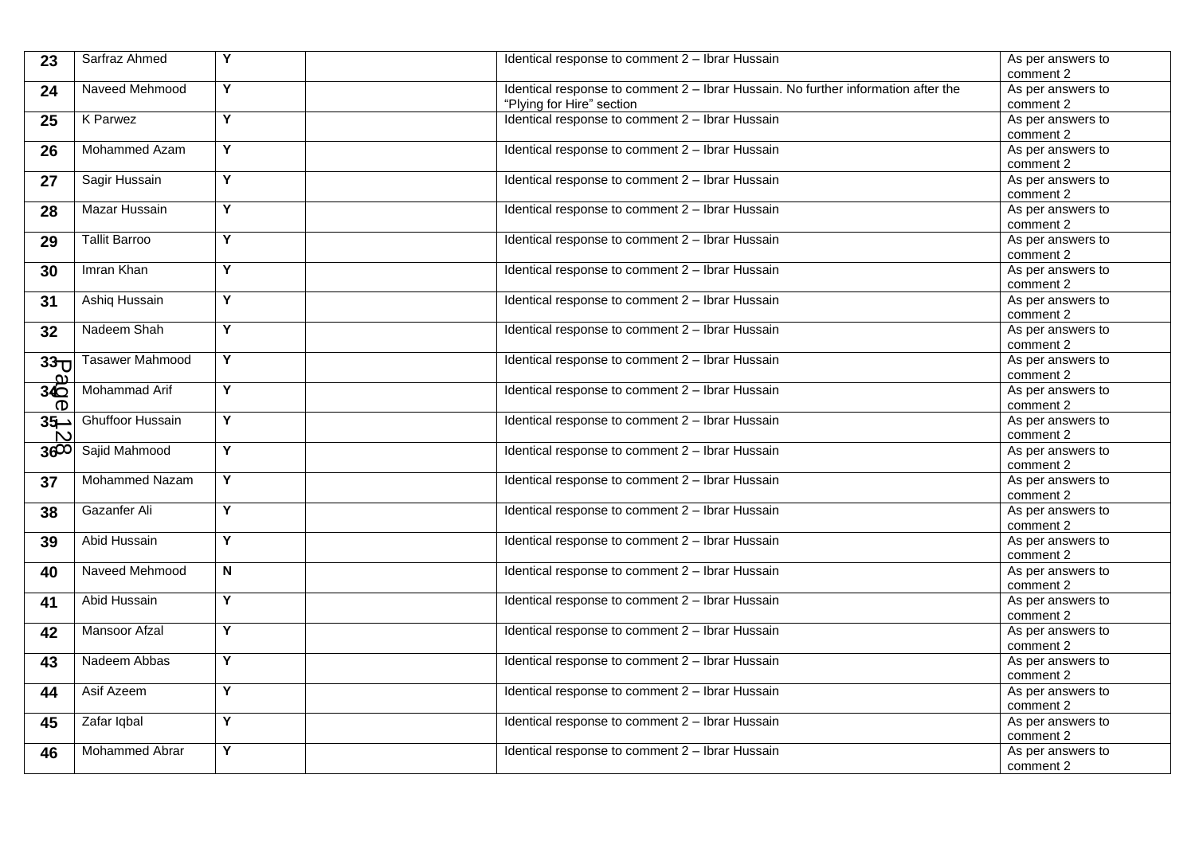| 23 | Sarfraz Ahmed | Y | | Identical response to comment 2 – Ibrar Hussain | As per answers to comment 2 |
|---|---|---|---|---|---|
| 24 | Naveed Mehmood | Y | | Identical response to comment 2 – Ibrar Hussain. No further information after the "Plying for Hire" section | As per answers to comment 2 |
| 25 | K Parwez | Y | | Identical response to comment 2 – Ibrar Hussain | As per answers to comment 2 |
| 26 | Mohammed Azam | Y | | Identical response to comment 2 – Ibrar Hussain | As per answers to comment 2 |
| 27 | Sagir Hussain | Y | | Identical response to comment 2 – Ibrar Hussain | As per answers to comment 2 |
| 28 | Mazar Hussain | Y | | Identical response to comment 2 – Ibrar Hussain | As per answers to comment 2 |
| 29 | Tallit Barroo | Y | | Identical response to comment 2 – Ibrar Hussain | As per answers to comment 2 |
| 30 | Imran Khan | Y | | Identical response to comment 2 – Ibrar Hussain | As per answers to comment 2 |
| 31 | Ashiq Hussain | Y | | Identical response to comment 2 – Ibrar Hussain | As per answers to comment 2 |
| 32 | Nadeem Shah | Y | | Identical response to comment 2 – Ibrar Hussain | As per answers to comment 2 |
| 33 | Tasawer Mahmood | Y | | Identical response to comment 2 – Ibrar Hussain | As per answers to comment 2 |
| 34 | Mohammad Arif | Y | | Identical response to comment 2 – Ibrar Hussain | As per answers to comment 2 |
| 35 | Ghuffoor Hussain | Y | | Identical response to comment 2 – Ibrar Hussain | As per answers to comment 2 |
| 36 | Sajid Mahmood | Y | | Identical response to comment 2 – Ibrar Hussain | As per answers to comment 2 |
| 37 | Mohammed Nazam | Y | | Identical response to comment 2 – Ibrar Hussain | As per answers to comment 2 |
| 38 | Gazanfer Ali | Y | | Identical response to comment 2 – Ibrar Hussain | As per answers to comment 2 |
| 39 | Abid Hussain | Y | | Identical response to comment 2 – Ibrar Hussain | As per answers to comment 2 |
| 40 | Naveed Mehmood | N | | Identical response to comment 2 – Ibrar Hussain | As per answers to comment 2 |
| 41 | Abid Hussain | Y | | Identical response to comment 2 – Ibrar Hussain | As per answers to comment 2 |
| 42 | Mansoor Afzal | Y | | Identical response to comment 2 – Ibrar Hussain | As per answers to comment 2 |
| 43 | Nadeem Abbas | Y | | Identical response to comment 2 – Ibrar Hussain | As per answers to comment 2 |
| 44 | Asif Azeem | Y | | Identical response to comment 2 – Ibrar Hussain | As per answers to comment 2 |
| 45 | Zafar Iqbal | Y | | Identical response to comment 2 – Ibrar Hussain | As per answers to comment 2 |
| 46 | Mohammed Abrar | Y | | Identical response to comment 2 – Ibrar Hussain | As per answers to comment 2 |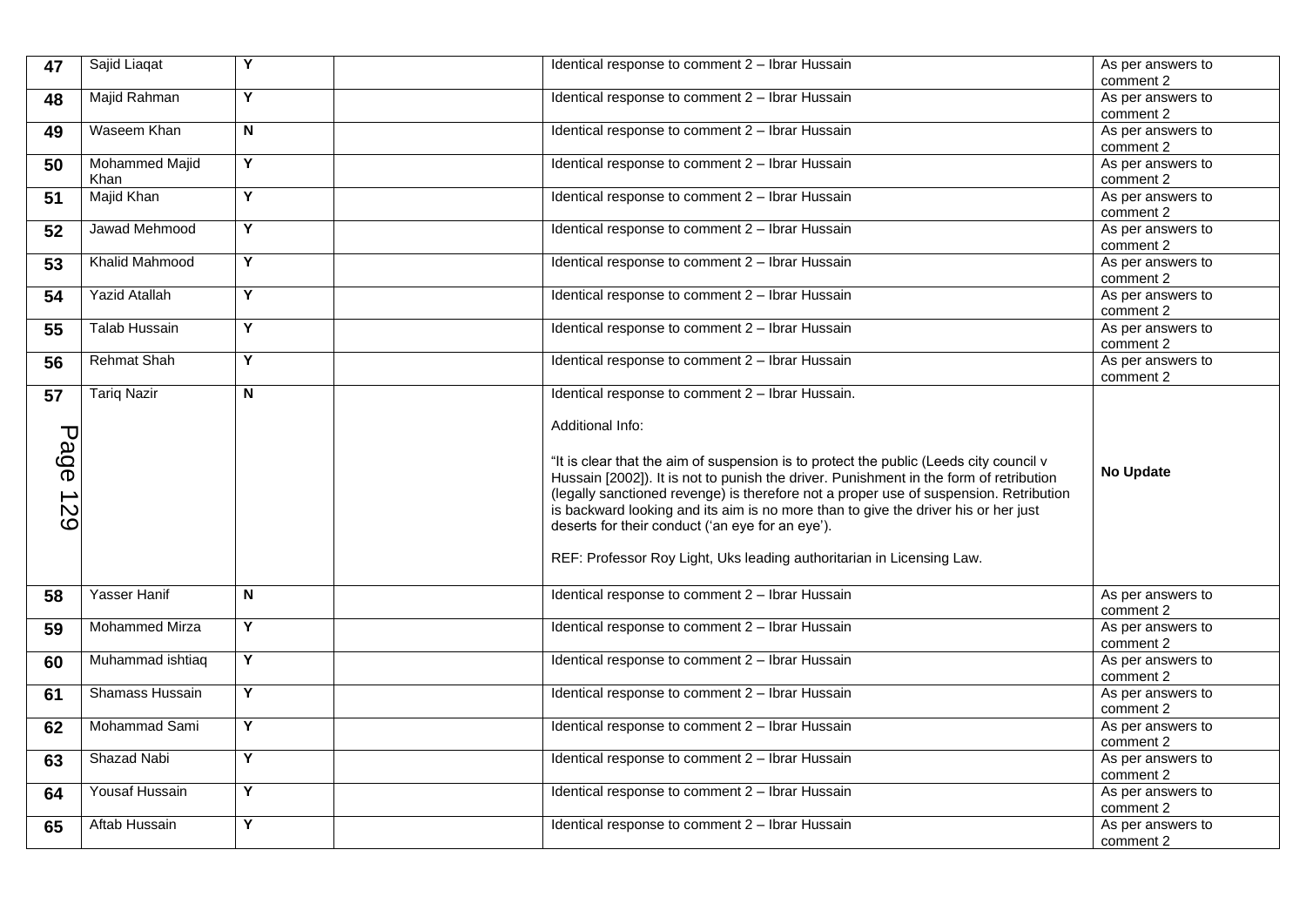| | | | | | |
|---|---|---|---|---|---|
| 47 | Sajid Liaqat | Y | | Identical response to comment 2 – Ibrar Hussain | As per answers to comment 2 |
| 48 | Majid Rahman | Y | | Identical response to comment 2 – Ibrar Hussain | As per answers to comment 2 |
| 49 | Waseem Khan | N | | Identical response to comment 2 – Ibrar Hussain | As per answers to comment 2 |
| 50 | Mohammed Majid Khan | Y | | Identical response to comment 2 – Ibrar Hussain | As per answers to comment 2 |
| 51 | Majid Khan | Y | | Identical response to comment 2 – Ibrar Hussain | As per answers to comment 2 |
| 52 | Jawad Mehmood | Y | | Identical response to comment 2 – Ibrar Hussain | As per answers to comment 2 |
| 53 | Khalid Mahmood | Y | | Identical response to comment 2 – Ibrar Hussain | As per answers to comment 2 |
| 54 | Yazid Atallah | Y | | Identical response to comment 2 – Ibrar Hussain | As per answers to comment 2 |
| 55 | Talab Hussain | Y | | Identical response to comment 2 – Ibrar Hussain | As per answers to comment 2 |
| 56 | Rehmat Shah | Y | | Identical response to comment 2 – Ibrar Hussain | As per answers to comment 2 |
| 57 | Tariq Nazir | N | | Identical response to comment 2 – Ibrar Hussain.<br><br>Additional Info:<br><br>"It is clear that the aim of suspension is to protect the public (Leeds city council v Hussain [2002]). It is not to punish the driver. Punishment in the form of retribution (legally sanctioned revenge) is therefore not a proper use of suspension. Retribution is backward looking and its aim is no more than to give the driver his or her just deserts for their conduct ('an eye for an eye').<br><br>REF: Professor Roy Light, Uks leading authoritarian in Licensing Law. | **No Update** |
| 58 | Yasser Hanif | N | | Identical response to comment 2 – Ibrar Hussain | As per answers to comment 2 |
| 59 | Mohammed Mirza | Y | | Identical response to comment 2 – Ibrar Hussain | As per answers to comment 2 |
| 60 | Muhammad ishtiaq | Y | | Identical response to comment 2 – Ibrar Hussain | As per answers to comment 2 |
| 61 | Shamass Hussain | Y | | Identical response to comment 2 – Ibrar Hussain | As per answers to comment 2 |
| 62 | Mohammad Sami | Y | | Identical response to comment 2 – Ibrar Hussain | As per answers to comment 2 |
| 63 | Shazad Nabi | Y | | Identical response to comment 2 – Ibrar Hussain | As per answers to comment 2 |
| 64 | Yousaf Hussain | Y | | Identical response to comment 2 – Ibrar Hussain | As per answers to comment 2 |
| 65 | Aftab Hussain | Y | | Identical response to comment 2 – Ibrar Hussain | As per answers to comment 2 |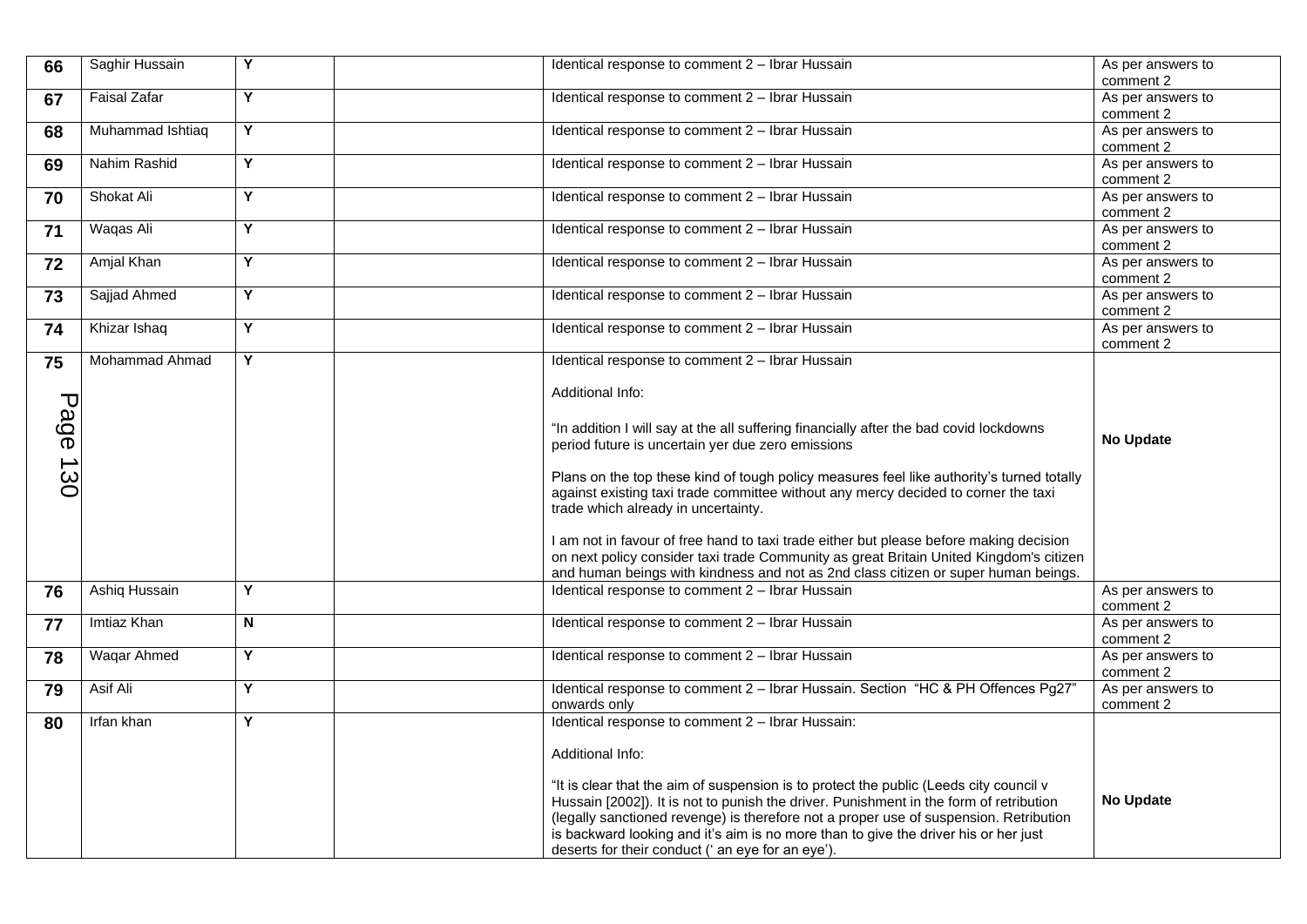| | | | | | |
|---|---|---|---|---|---|
| **66** | Saghir Hussain | **Y** | | Identical response to comment 2 – Ibrar Hussain | As per answers to comment 2 |
| **67** | Faisal Zafar | **Y** | | Identical response to comment 2 – Ibrar Hussain | As per answers to comment 2 |
| **68** | Muhammad Ishtiaq | **Y** | | Identical response to comment 2 – Ibrar Hussain | As per answers to comment 2 |
| **69** | Nahim Rashid | **Y** | | Identical response to comment 2 – Ibrar Hussain | As per answers to comment 2 |
| **70** | Shokat Ali | **Y** | | Identical response to comment 2 – Ibrar Hussain | As per answers to comment 2 |
| **71** | Waqas Ali | **Y** | | Identical response to comment 2 – Ibrar Hussain | As per answers to comment 2 |
| **72** | Amjal Khan | **Y** | | Identical response to comment 2 – Ibrar Hussain | As per answers to comment 2 |
| **73** | Sajjad Ahmed | **Y** | | Identical response to comment 2 – Ibrar Hussain | As per answers to comment 2 |
| **74** | Khizar Ishaq | **Y** | | Identical response to comment 2 – Ibrar Hussain | As per answers to comment 2 |
| **75** | Mohammad Ahmad | **Y** | | Identical response to comment 2 – Ibrar Hussain<br><br>Additional Info:<br><br>"In addition I will say at the all suffering financially after the bad covid lockdowns period future is uncertain yer due zero emissions<br><br>Plans on the top these kind of tough policy measures feel like authority's turned totally against existing taxi trade committee without any mercy decided to corner the taxi trade which already in uncertainty.<br><br>I am not in favour of free hand to taxi trade either but please before making decision on next policy consider taxi trade Community as great Britain United Kingdom's citizen and human beings with kindness and not as 2nd class citizen or super human beings. | **No Update** |
| **76** | Ashiq Hussain | **Y** | | Identical response to comment 2 – Ibrar Hussain | As per answers to comment 2 |
| **77** | Imtiaz Khan | **N** | | Identical response to comment 2 – Ibrar Hussain | As per answers to comment 2 |
| **78** | Waqar Ahmed | **Y** | | Identical response to comment 2 – Ibrar Hussain | As per answers to comment 2 |
| **79** | Asif Ali | **Y** | | Identical response to comment 2 – Ibrar Hussain. Section "HC & PH Offences Pg27" onwards only | As per answers to comment 2 |
| **80** | Irfan khan | **Y** | | Identical response to comment 2 – Ibrar Hussain:<br><br>Additional Info:<br><br>"It is clear that the aim of suspension is to protect the public (Leeds city council v Hussain [2002]). It is not to punish the driver. Punishment in the form of retribution (legally sanctioned revenge) is therefore not a proper use of suspension. Retribution is backward looking and it's aim is no more than to give the driver his or her just deserts for their conduct (' an eye for an eye'). | **No Update** |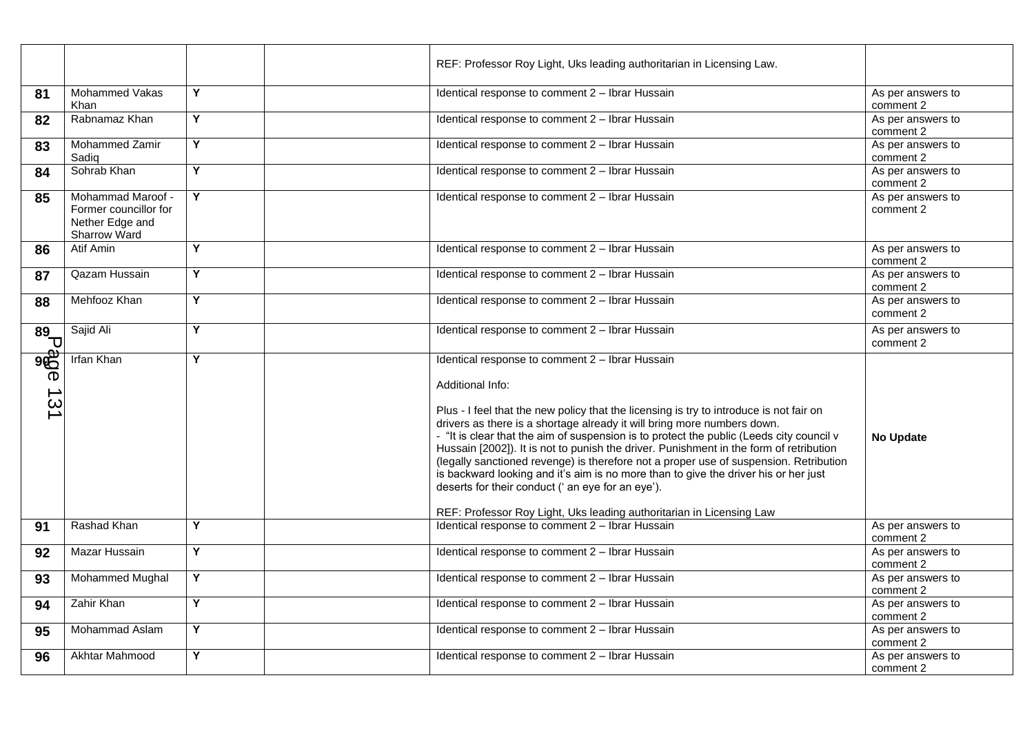| | | | | | |
|---|---|---|---|---|---|
| | | | | REF: Professor Roy Light, Uks leading authoritarian in Licensing Law. | |
| **81** | Mohammed Vakas Khan | Y | | Identical response to comment 2 – Ibrar Hussain | As per answers to comment 2 |
| **82** | Rabnamaz Khan | Y | | Identical response to comment 2 – Ibrar Hussain | As per answers to comment 2 |
| **83** | Mohammed Zamir Sadiq | Y | | Identical response to comment 2 – Ibrar Hussain | As per answers to comment 2 |
| **84** | Sohrab Khan | Y | | Identical response to comment 2 – Ibrar Hussain | As per answers to comment 2 |
| **85** | Mohammad Maroof - Former councillor for Nether Edge and Sharrow Ward | Y | | Identical response to comment 2 – Ibrar Hussain | As per answers to comment 2 |
| **86** | Atif Amin | Y | | Identical response to comment 2 – Ibrar Hussain | As per answers to comment 2 |
| **87** | Qazam Hussain | Y | | Identical response to comment 2 – Ibrar Hussain | As per answers to comment 2 |
| **88** | Mehfooz Khan | Y | | Identical response to comment 2 – Ibrar Hussain | As per answers to comment 2 |
| **89** | Sajid Ali | Y | | Identical response to comment 2 – Ibrar Hussain | As per answers to comment 2 |
| **90** | Irfan Khan | Y | | Identical response to comment 2 – Ibrar Hussain<br><br>Additional Info:<br><br>Plus - I feel that the new policy that the licensing is try to introduce is not fair on drivers as there is a shortage already it will bring more numbers down.<br>- "It is clear that the aim of suspension is to protect the public (Leeds city council v Hussain [2002]). It is not to punish the driver. Punishment in the form of retribution (legally sanctioned revenge) is therefore not a proper use of suspension. Retribution is backward looking and it's aim is no more than to give the driver his or her just deserts for their conduct (' an eye for an eye').<br><br>REF: Professor Roy Light, Uks leading authoritarian in Licensing Law | **No Update** |
| **91** | Rashad Khan | Y | | Identical response to comment 2 – Ibrar Hussain | As per answers to comment 2 |
| **92** | Mazar Hussain | Y | | Identical response to comment 2 – Ibrar Hussain | As per answers to comment 2 |
| **93** | Mohammed Mughal | Y | | Identical response to comment 2 – Ibrar Hussain | As per answers to comment 2 |
| **94** | Zahir Khan | Y | | Identical response to comment 2 – Ibrar Hussain | As per answers to comment 2 |
| **95** | Mohammad Aslam | Y | | Identical response to comment 2 – Ibrar Hussain | As per answers to comment 2 |
| **96** | Akhtar Mahmood | Y | | Identical response to comment 2 – Ibrar Hussain | As per answers to comment 2 |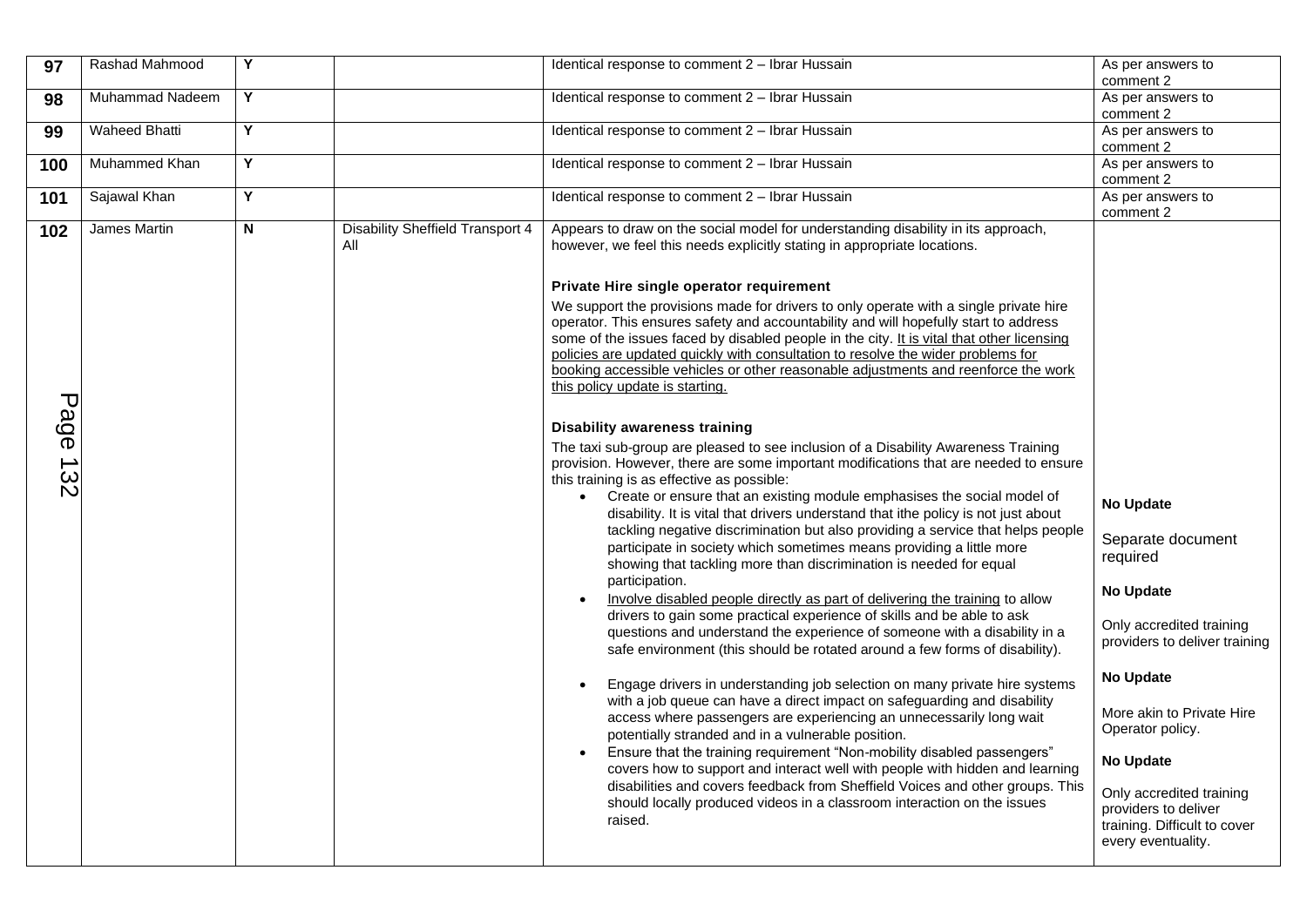| 97 | Rashad Mahmood | Y | | Identical response to comment 2 – Ibrar Hussain | As per answers to comment 2 |
|---|---|---|---|---|---|
| 98 | Muhammad Nadeem | Y | | Identical response to comment 2 – Ibrar Hussain | As per answers to comment 2 |
| 99 | Waheed Bhatti | Y | | Identical response to comment 2 – Ibrar Hussain | As per answers to comment 2 |
| 100 | Muhammed Khan | Y | | Identical response to comment 2 – Ibrar Hussain | As per answers to comment 2 |
| 101 | Sajawal Khan | Y | | Identical response to comment 2 – Ibrar Hussain | As per answers to comment 2 |
| 102 | James Martin | N | Disability Sheffield Transport 4 All | Appears to draw on the social model for understanding disability in its approach, however, we feel this needs explicitly stating in appropriate locations.<br><br>**Private Hire single operator requirement**<br>We support the provisions made for drivers to only operate with a single private hire operator. This ensures safety and accountability and will hopefully start to address some of the issues faced by disabled people in the city. It is vital that other licensing policies are updated quickly with consultation to resolve the wider problems for booking accessible vehicles or other reasonable adjustments and reenforce the work this policy update is starting.<br><br>**Disability awareness training**<br>The taxi sub-group are pleased to see inclusion of a Disability Awareness Training provision. However, there are some important modifications that are needed to ensure this training is as effective as possible:<br>• Create or ensure that an existing module emphasises the social model of disability. It is vital that drivers understand that ithe policy is not just about tackling negative discrimination but also providing a service that helps people participate in society which sometimes means providing a little more showing that tackling more than discrimination is needed for equal participation.<br>• Involve disabled people directly as part of delivering the training to allow drivers to gain some practical experience of skills and be able to ask questions and understand the experience of someone with a disability in a safe environment (this should be rotated around a few forms of disability).<br>• Engage drivers in understanding job selection on many private hire systems with a job queue can have a direct impact on safeguarding and disability access where passengers are experiencing an unnecessarily long wait potentially stranded and in a vulnerable position.<br>• Ensure that the training requirement "Non-mobility disabled passengers" covers how to support and interact well with people with hidden and learning disabilities and covers feedback from Sheffield Voices and other groups. This should locally produced videos in a classroom interaction on the issues raised. | **No Update**<br>Separate document required<br><br>**No Update**<br>Only accredited training providers to deliver training<br><br>**No Update**<br>More akin to Private Hire Operator policy.<br><br>**No Update**<br>Only accredited training providers to deliver training. Difficult to cover every eventuality. |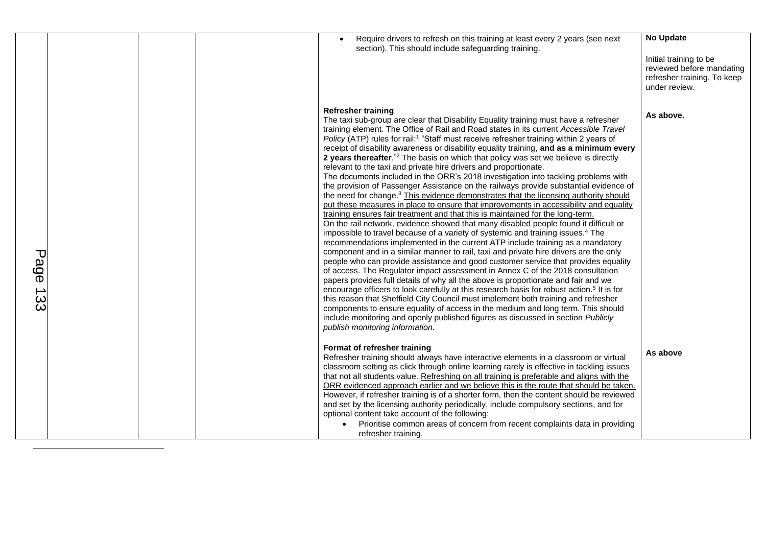| | | | | | |
|---|---|---|---|---|---|
| | | | | • Require drivers to refresh on this training at least every 2 years (see next section). This should include safeguarding training. | **No Update**<br><br>Initial training to be reviewed before mandating refresher training. To keep under review. |
| | | | | **Refresher training**<br>The taxi sub-group are clear that Disability Equality training must have a refresher training element. The Office of Rail and Road states in its current *Accessible Travel Policy* (ATP) rules for rail:[1] "Staff must receive refresher training within 2 years of receipt of disability awareness or disability equality training, **and as a minimum every 2 years thereafter**."[2] The basis on which that policy was set we believe is directly relevant to the taxi and private hire drivers and proportionate.<br>The documents included in the ORR's 2018 investigation into tackling problems with the provision of Passenger Assistance on the railways provide substantial evidence of the need for change.[3] This evidence demonstrates that the licensing authority should put these measures in place to ensure that improvements in accessibility and equality training ensures fair treatment and that this is maintained for the long-term.<br>On the rail network, evidence showed that many disabled people found it difficult or impossible to travel because of a variety of systemic and training issues.[4] The recommendations implemented in the current ATP include training as a mandatory component and in a similar manner to rail, taxi and private hire drivers are the only people who can provide assistance and good customer service that provides equality of access. The Regulator impact assessment in Annex C of the 2018 consultation papers provides full details of why all the above is proportionate and fair and we encourage officers to look carefully at this research basis for robust action.[5] It is for this reason that Sheffield City Council must implement both training and refresher components to ensure equality of access in the medium and long term. This should include monitoring and openly published figures as discussed in section *Publicly publish monitoring information*. | **As above.** |
| | | | | **Format of refresher training**<br>Refresher training should always have interactive elements in a classroom or virtual classroom setting as click through online learning rarely is effective in tackling issues that not all students value. Refreshing on all training is preferable and aligns with the ORR evidenced approach earlier and we believe this is the route that should be taken.<br>However, if refresher training is of a shorter form, then the content should be reviewed and set by the licensing authority periodically, include compulsory sections, and for optional content take account of the following:<br>• Prioritise common areas of concern from recent complaints data in providing refresher training. | **As above** |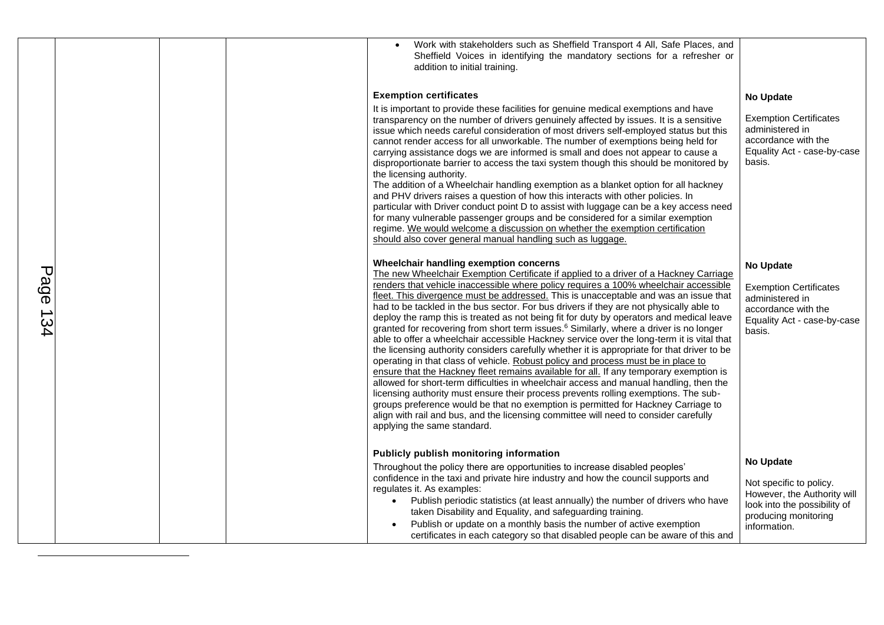| | | | | | |
|---|---|---|---|---|---|
| | | | | • Work with stakeholders such as Sheffield Transport 4 All, Safe Places, and Sheffield Voices in identifying the mandatory sections for a refresher or addition to initial training. | |
| | | | | **Exemption certificates**<br><br>It is important to provide these facilities for genuine medical exemptions and have transparency on the number of drivers genuinely affected by issues. It is a sensitive issue which needs careful consideration of most drivers self-employed status but this cannot render access for all unworkable. The number of exemptions being held for carrying assistance dogs we are informed is small and does not appear to cause a disproportionate barrier to access the taxi system though this should be monitored by the licensing authority.<br>The addition of a Wheelchair handling exemption as a blanket option for all hackney and PHV drivers raises a question of how this interacts with other policies. In particular with Driver conduct point D to assist with luggage can be a key access need for many vulnerable passenger groups and be considered for a similar exemption regime. We would welcome a discussion on whether the exemption certification should also cover general manual handling such as luggage. | **No Update**<br><br>Exemption Certificates administered in accordance with the Equality Act - case-by-case basis. |
| | | | | **Wheelchair handling exemption concerns**<br><br>The new Wheelchair Exemption Certificate if applied to a driver of a Hackney Carriage renders that vehicle inaccessible where policy requires a 100% wheelchair accessible fleet. This divergence must be addressed. This is unacceptable and was an issue that had to be tackled in the bus sector. For bus drivers if they are not physically able to deploy the ramp this is treated as not being fit for duty by operators and medical leave granted for recovering from short term issues.[6] Similarly, where a driver is no longer able to offer a wheelchair accessible Hackney service over the long-term it is vital that the licensing authority considers carefully whether it is appropriate for that driver to be operating in that class of vehicle. Robust policy and process must be in place to ensure that the Hackney fleet remains available for all. If any temporary exemption is allowed for short-term difficulties in wheelchair access and manual handling, then the licensing authority must ensure their process prevents rolling exemptions. The sub-groups preference would be that no exemption is permitted for Hackney Carriage to align with rail and bus, and the licensing committee will need to consider carefully applying the same standard. | **No Update**<br><br>Exemption Certificates administered in accordance with the Equality Act - case-by-case basis. |
| | | | | **Publicly publish monitoring information**<br><br>Throughout the policy there are opportunities to increase disabled peoples' confidence in the taxi and private hire industry and how the council supports and regulates it. As examples:<br>• Publish periodic statistics (at least annually) the number of drivers who have taken Disability and Equality, and safeguarding training.<br>• Publish or update on a monthly basis the number of active exemption certificates in each category so that disabled people can be aware of this and | **No Update**<br><br>Not specific to policy. However, the Authority will look into the possibility of producing monitoring information. |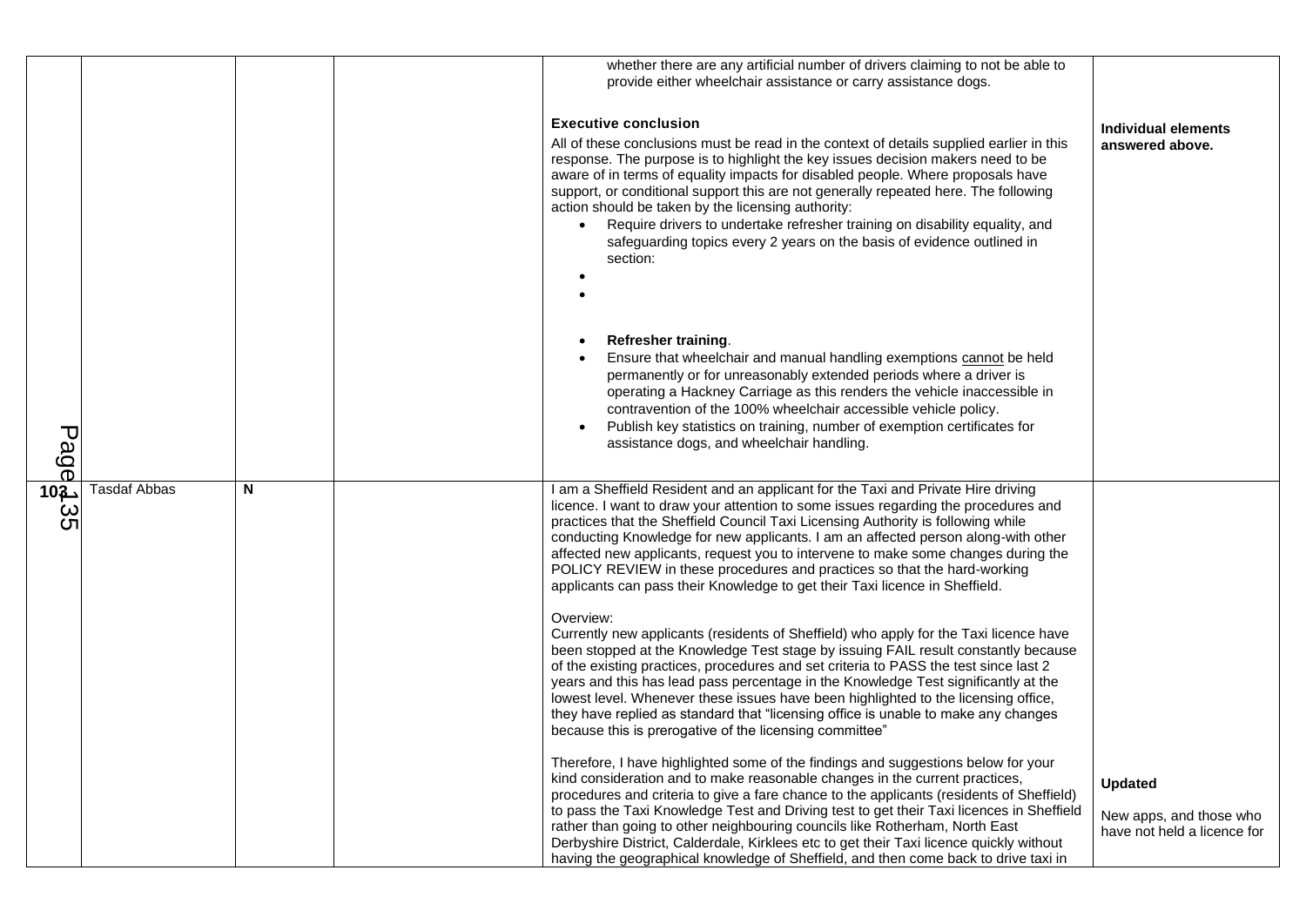| | | | | | |
|---|---|---|---|---|---|
| | | | | whether there are any artificial number of drivers claiming to not be able to provide either wheelchair assistance or carry assistance dogs.<br><br>**Executive conclusion**<br>All of these conclusions must be read in the context of details supplied earlier in this response. The purpose is to highlight the key issues decision makers need to be aware of in terms of equality impacts for disabled people. Where proposals have support, or conditional support this are not generally repeated here. The following action should be taken by the licensing authority:<br>• Require drivers to undertake refresher training on disability equality, and safeguarding topics every 2 years on the basis of evidence outlined in section:<br>•<br>•<br><br>• **Refresher training**.<br>• Ensure that wheelchair and manual handling exemptions <u>cannot</u> be held permanently or for unreasonably extended periods where a driver is operating a Hackney Carriage as this renders the vehicle inaccessible in contravention of the 100% wheelchair accessible vehicle policy.<br>• Publish key statistics on training, number of exemption certificates for assistance dogs, and wheelchair handling. | **Individual elements answered above.** |
| 103 | Tasdaf Abbas | **N** | | I am a Sheffield Resident and an applicant for the Taxi and Private Hire driving licence. I want to draw your attention to some issues regarding the procedures and practices that the Sheffield Council Taxi Licensing Authority is following while conducting Knowledge for new applicants. I am an affected person along-with other affected new applicants, request you to intervene to make some changes during the POLICY REVIEW in these procedures and practices so that the hard-working applicants can pass their Knowledge to get their Taxi licence in Sheffield.<br><br>Overview:<br>Currently new applicants (residents of Sheffield) who apply for the Taxi licence have been stopped at the Knowledge Test stage by issuing FAIL result constantly because of the existing practices, procedures and set criteria to PASS the test since last 2 years and this has lead pass percentage in the Knowledge Test significantly at the lowest level. Whenever these issues have been highlighted to the licensing office, they have replied as standard that "licensing office is unable to make any changes because this is prerogative of the licensing committee"<br><br>Therefore, I have highlighted some of the findings and suggestions below for your kind consideration and to make reasonable changes in the current practices, procedures and criteria to give a fare chance to the applicants (residents of Sheffield) to pass the Taxi Knowledge Test and Driving test to get their Taxi licences in Sheffield rather than going to other neighbouring councils like Rotherham, North East Derbyshire District, Calderdale, Kirklees etc to get their Taxi licence quickly without having the geographical knowledge of Sheffield, and then come back to drive taxi in | **Updated**<br><br>New apps, and those who have not held a licence for |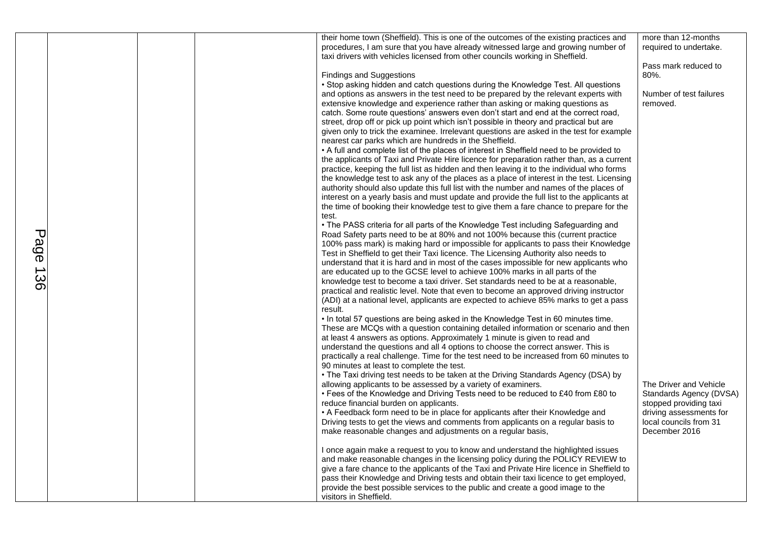| | | | | | |
|---|---|---|---|---|---|
| | | | | their home town (Sheffield). This is one of the outcomes of the existing practices and procedures, I am sure that you have already witnessed large and growing number of taxi drivers with vehicles licensed from other councils working in Sheffield.<br><br>Findings and Suggestions<br>• Stop asking hidden and catch questions during the Knowledge Test. All questions and options as answers in the test need to be prepared by the relevant experts with extensive knowledge and experience rather than asking or making questions as catch. Some route questions' answers even don't start and end at the correct road, street, drop off or pick up point which isn't possible in theory and practical but are given only to trick the examinee. Irrelevant questions are asked in the test for example nearest car parks which are hundreds in the Sheffield.<br>• A full and complete list of the places of interest in Sheffield need to be provided to the applicants of Taxi and Private Hire licence for preparation rather than, as a current practice, keeping the full list as hidden and then leaving it to the individual who forms the knowledge test to ask any of the places as a place of interest in the test. Licensing authority should also update this full list with the number and names of the places of interest on a yearly basis and must update and provide the full list to the applicants at the time of booking their knowledge test to give them a fare chance to prepare for the test.<br>• The PASS criteria for all parts of the Knowledge Test including Safeguarding and Road Safety parts need to be at 80% and not 100% because this (current practice 100% pass mark) is making hard or impossible for applicants to pass their Knowledge Test in Sheffield to get their Taxi licence. The Licensing Authority also needs to understand that it is hard and in most of the cases impossible for new applicants who are educated up to the GCSE level to achieve 100% marks in all parts of the knowledge test to become a taxi driver. Set standards need to be at a reasonable, practical and realistic level. Note that even to become an approved driving instructor (ADI) at a national level, applicants are expected to achieve 85% marks to get a pass result.<br>• In total 57 questions are being asked in the Knowledge Test in 60 minutes time. These are MCQs with a question containing detailed information or scenario and then at least 4 answers as options. Approximately 1 minute is given to read and understand the questions and all 4 options to choose the correct answer. This is practically a real challenge. Time for the test need to be increased from 60 minutes to 90 minutes at least to complete the test.<br>• The Taxi driving test needs to be taken at the Driving Standards Agency (DSA) by allowing applicants to be assessed by a variety of examiners.<br>• Fees of the Knowledge and Driving Tests need to be reduced to £40 from £80 to reduce financial burden on applicants.<br>• A Feedback form need to be in place for applicants after their Knowledge and Driving tests to get the views and comments from applicants on a regular basis to make reasonable changes and adjustments on a regular basis,<br><br>I once again make a request to you to know and understand the highlighted issues and make reasonable changes in the licensing policy during the POLICY REVIEW to give a fare chance to the applicants of the Taxi and Private Hire licence in Sheffield to pass their Knowledge and Driving tests and obtain their taxi licence to get employed, provide the best possible services to the public and create a good image to the visitors in Sheffield. | more than 12-months required to undertake.<br><br>Pass mark reduced to 80%.<br><br>Number of test failures removed.<br><br>The Driver and Vehicle Standards Agency (DVSA) stopped providing taxi driving assessments for local councils from 31 December 2016 |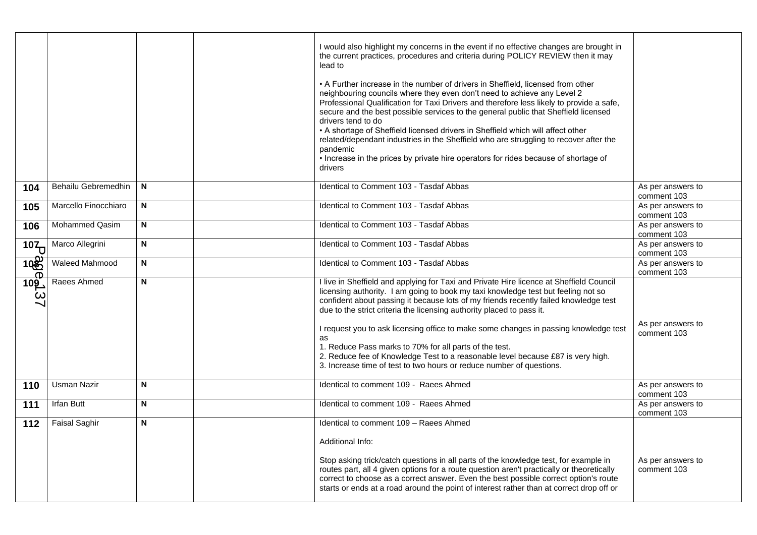| | | | | | |
|---|---|---|---|---|---|
| | | | | I would also highlight my concerns in the event if no effective changes are brought in the current practices, procedures and criteria during POLICY REVIEW then it may lead to<br><br>• A Further increase in the number of drivers in Sheffield, licensed from other neighbouring councils where they even don't need to achieve any Level 2 Professional Qualification for Taxi Drivers and therefore less likely to provide a safe, secure and the best possible services to the general public that Sheffield licensed drivers tend to do<br>• A shortage of Sheffield licensed drivers in Sheffield which will affect other related/dependant industries in the Sheffield who are struggling to recover after the pandemic<br>• Increase in the prices by private hire operators for rides because of shortage of drivers | |
| **104** | Behailu Gebremedhin | **N** | | Identical to Comment 103 - Tasdaf Abbas | As per answers to comment 103 |
| **105** | Marcello Finocchiaro | **N** | | Identical to Comment 103 - Tasdaf Abbas | As per answers to comment 103 |
| **106** | Mohammed Qasim | **N** | | Identical to Comment 103 - Tasdaf Abbas | As per answers to comment 103 |
| **107** | Marco Allegrini | **N** | | Identical to Comment 103 - Tasdaf Abbas | As per answers to comment 103 |
| **108** | Waleed Mahmood | **N** | | Identical to Comment 103 - Tasdaf Abbas | As per answers to comment 103 |
| **109** | Raees Ahmed | **N** | | I live in Sheffield and applying for Taxi and Private Hire licence at Sheffield Council licensing authority. I am going to book my taxi knowledge test but feeling not so confident about passing it because lots of my friends recently failed knowledge test due to the strict criteria the licensing authority placed to pass it.<br><br>I request you to ask licensing office to make some changes in passing knowledge test as<br>1. Reduce Pass marks to 70% for all parts of the test.<br>2. Reduce fee of Knowledge Test to a reasonable level because £87 is very high.<br>3. Increase time of test to two hours or reduce number of questions. | As per answers to comment 103 |
| **110** | Usman Nazir | **N** | | Identical to comment 109 - Raees Ahmed | As per answers to comment 103 |
| **111** | Irfan Butt | **N** | | Identical to comment 109 - Raees Ahmed | As per answers to comment 103 |
| **112** | Faisal Saghir | **N** | | Identical to comment 109 – Raees Ahmed<br><br>Additional Info:<br><br>Stop asking trick/catch questions in all parts of the knowledge test, for example in routes part, all 4 given options for a route question aren't practically or theoretically correct to choose as a correct answer. Even the best possible correct option's route starts or ends at a road around the point of interest rather than at correct drop off or | As per answers to comment 103 |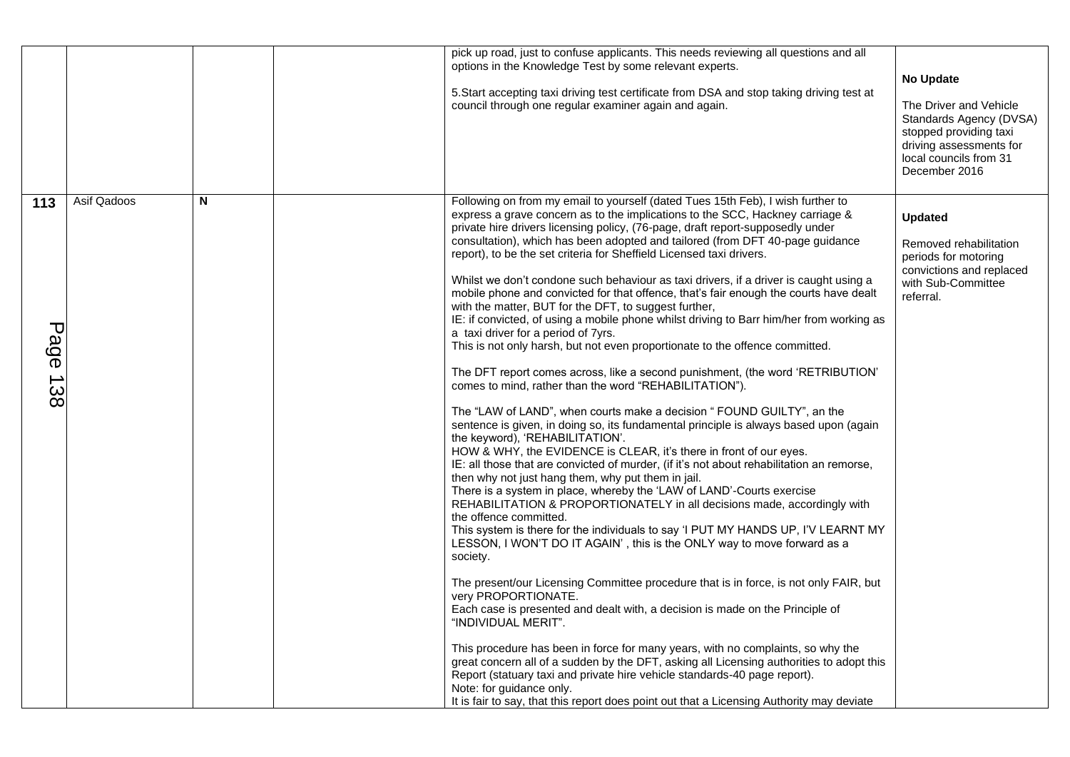| | | | | | |
|---|---|---|---|---|---|
| | | | | pick up road, just to confuse applicants. This needs reviewing all questions and all options in the Knowledge Test by some relevant experts.<br><br>5.Start accepting taxi driving test certificate from DSA and stop taking driving test at council through one regular examiner again and again. | **No Update**<br><br>The Driver and Vehicle Standards Agency (DVSA) stopped providing taxi driving assessments for local councils from 31 December 2016 |
| **113** | Asif Qadoos | **N** | | Following on from my email to yourself (dated Tues 15th Feb), I wish further to express a grave concern as to the implications to the SCC, Hackney carriage & private hire drivers licensing policy, (76-page, draft report-supposedly under consultation), which has been adopted and tailored (from DFT 40-page guidance report), to be the set criteria for Sheffield Licensed taxi drivers.<br><br>Whilst we don't condone such behaviour as taxi drivers, if a driver is caught using a mobile phone and convicted for that offence, that's fair enough the courts have dealt with the matter, BUT for the DFT, to suggest further,<br>IE: if convicted, of using a mobile phone whilst driving to Barr him/her from working as a taxi driver for a period of 7yrs.<br>This is not only harsh, but not even proportionate to the offence committed.<br><br>The DFT report comes across, like a second punishment, (the word 'RETRIBUTION' comes to mind, rather than the word "REHABILITATION").<br><br>The "LAW of LAND", when courts make a decision " FOUND GUILTY", an the sentence is given, in doing so, its fundamental principle is always based upon (again the keyword), 'REHABILITATION'.<br>HOW & WHY, the EVIDENCE is CLEAR, it's there in front of our eyes.<br>IE: all those that are convicted of murder, (if it's not about rehabilitation an remorse, then why not just hang them, why put them in jail.<br>There is a system in place, whereby the 'LAW of LAND'-Courts exercise REHABILITATION & PROPORTIONATELY in all decisions made, accordingly with the offence committed.<br>This system is there for the individuals to say 'I PUT MY HANDS UP, I'V LEARNT MY LESSON, I WON'T DO IT AGAIN' , this is the ONLY way to move forward as a society.<br><br>The present/our Licensing Committee procedure that is in force, is not only FAIR, but very PROPORTIONATE.<br>Each case is presented and dealt with, a decision is made on the Principle of "INDIVIDUAL MERIT".<br><br>This procedure has been in force for many years, with no complaints, so why the great concern all of a sudden by the DFT, asking all Licensing authorities to adopt this Report (statuary taxi and private hire vehicle standards-40 page report).<br>Note: for guidance only.<br>It is fair to say, that this report does point out that a Licensing Authority may deviate | **Updated**<br><br>Removed rehabilitation periods for motoring convictions and replaced with Sub-Committee referral. |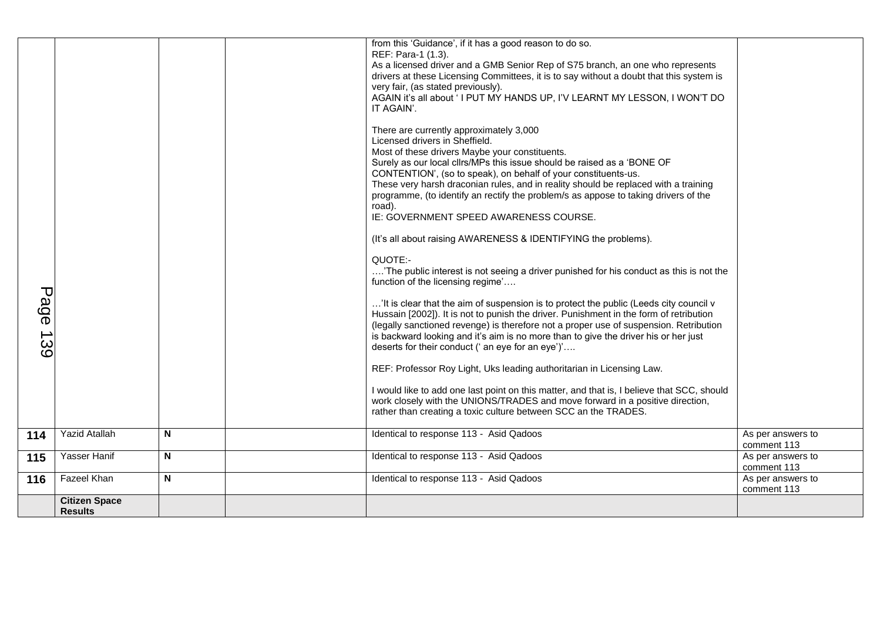| | | | | | |
|---|---|---|---|---|---|
| | | | | from this 'Guidance', if it has a good reason to do so.<br>REF: Para-1 (1.3).<br>As a licensed driver and a GMB Senior Rep of S75 branch, an one who represents drivers at these Licensing Committees, it is to say without a doubt that this system is very fair, (as stated previously).<br>AGAIN it's all about ' I PUT MY HANDS UP, I'V LEARNT MY LESSON, I WON'T DO IT AGAIN'.<br><br>There are currently approximately 3,000<br>Licensed drivers in Sheffield.<br>Most of these drivers Maybe your constituents.<br>Surely as our local cllrs/MPs this issue should be raised as a 'BONE OF CONTENTION', (so to speak), on behalf of your constituents-us.<br>These very harsh draconian rules, and in reality should be replaced with a training programme, (to identify an rectify the problem/s as appose to taking drivers of the road).<br>IE: GOVERNMENT SPEED AWARENESS COURSE.<br><br>(It's all about raising AWARENESS & IDENTIFYING the problems).<br><br>QUOTE:-<br>….'The public interest is not seeing a driver punished for his conduct as this is not the function of the licensing regime'….<br><br>…'It is clear that the aim of suspension is to protect the public (Leeds city council v Hussain [2002]). It is not to punish the driver. Punishment in the form of retribution (legally sanctioned revenge) is therefore not a proper use of suspension. Retribution is backward looking and it's aim is no more than to give the driver his or her just deserts for their conduct (' an eye for an eye')'….<br><br>REF: Professor Roy Light, Uks leading authoritarian in Licensing Law.<br><br>I would like to add one last point on this matter, and that is, I believe that SCC, should work closely with the UNIONS/TRADES and move forward in a positive direction, rather than creating a toxic culture between SCC an the TRADES. | |
| **114** | Yazid Atallah | **N** | | Identical to response 113 - Asid Qadoos | As per answers to comment 113 |
| **115** | Yasser Hanif | **N** | | Identical to response 113 - Asid Qadoos | As per answers to comment 113 |
| **116** | Fazeel Khan | **N** | | Identical to response 113 - Asid Qadoos | As per answers to comment 113 |
| | **Citizen Space Results** | | | | |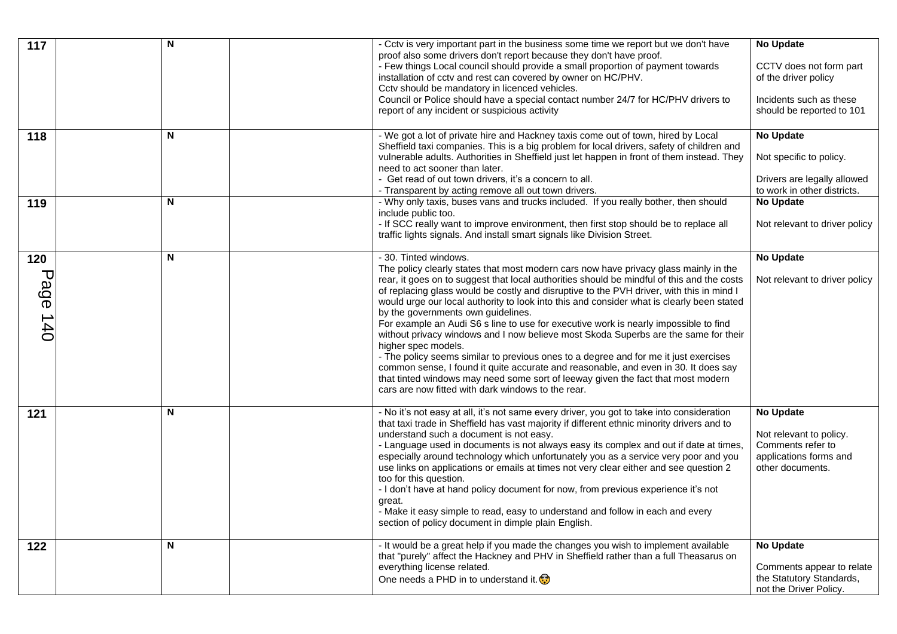| 117 | | N | | - Cctv is very important part in the business some time we report but we don't have proof also some drivers don't report because they don't have proof.<br>- Few things Local council should provide a small proportion of payment towards installation of cctv and rest can covered by owner on HC/PHV.<br>Cctv should be mandatory in licenced vehicles.<br>Council or Police should have a special contact number 24/7 for HC/PHV drivers to report of any incident or suspicious activity | **No Update**<br><br>CCTV does not form part of the driver policy<br><br>Incidents such as these should be reported to 101 |
|---|---|---|---|---|---|
| 118 | | N | | - We got a lot of private hire and Hackney taxis come out of town, hired by Local Sheffield taxi companies. This is a big problem for local drivers, safety of children and vulnerable adults. Authorities in Sheffield just let happen in front of them instead. They need to act sooner than later.<br>- Get read of out town drivers, it's a concern to all.<br>- Transparent by acting remove all out town drivers. | **No Update**<br><br>Not specific to policy.<br><br>Drivers are legally allowed to work in other districts. |
| 119 | | N | | - Why only taxis, buses vans and trucks included. If you really bother, then should include public too.<br>- If SCC really want to improve environment, then first stop should be to replace all traffic lights signals. And install smart signals like Division Street. | **No Update**<br><br>Not relevant to driver policy |
| 120 | | N | | - 30. Tinted windows.<br>The policy clearly states that most modern cars now have privacy glass mainly in the rear, it goes on to suggest that local authorities should be mindful of this and the costs of replacing glass would be costly and disruptive to the PVH driver, with this in mind I would urge our local authority to look into this and consider what is clearly been stated by the governments own guidelines.<br>For example an Audi S6 s line to use for executive work is nearly impossible to find without privacy windows and I now believe most Skoda Superbs are the same for their higher spec models.<br>- The policy seems similar to previous ones to a degree and for me it just exercises common sense, I found it quite accurate and reasonable, and even in 30. It does say that tinted windows may need some sort of leeway given the fact that most modern cars are now fitted with dark windows to the rear. | **No Update**<br><br>Not relevant to driver policy |
| 121 | | N | | - No it's not easy at all, it's not same every driver, you got to take into consideration that taxi trade in Sheffield has vast majority if different ethnic minority drivers and to understand such a document is not easy.<br>- Language used in documents is not always easy its complex and out if date at times, especially around technology which unfortunately you as a service very poor and you use links on applications or emails at times not very clear either and see question 2 too for this question.<br>- I don't have at hand policy document for now, from previous experience it's not great.<br>- Make it easy simple to read, easy to understand and follow in each and every section of policy document in dimple plain English. | **No Update**<br><br>Not relevant to policy. Comments refer to applications forms and other documents. |
| 122 | | N | | - It would be a great help if you made the changes you wish to implement available that "purely" affect the Hackney and PHV in Sheffield rather than a full Theasarus on everything license related.<br>One needs a PHD in to understand it. 😱 | **No Update**<br><br>Comments appear to relate the Statutory Standards, not the Driver Policy. |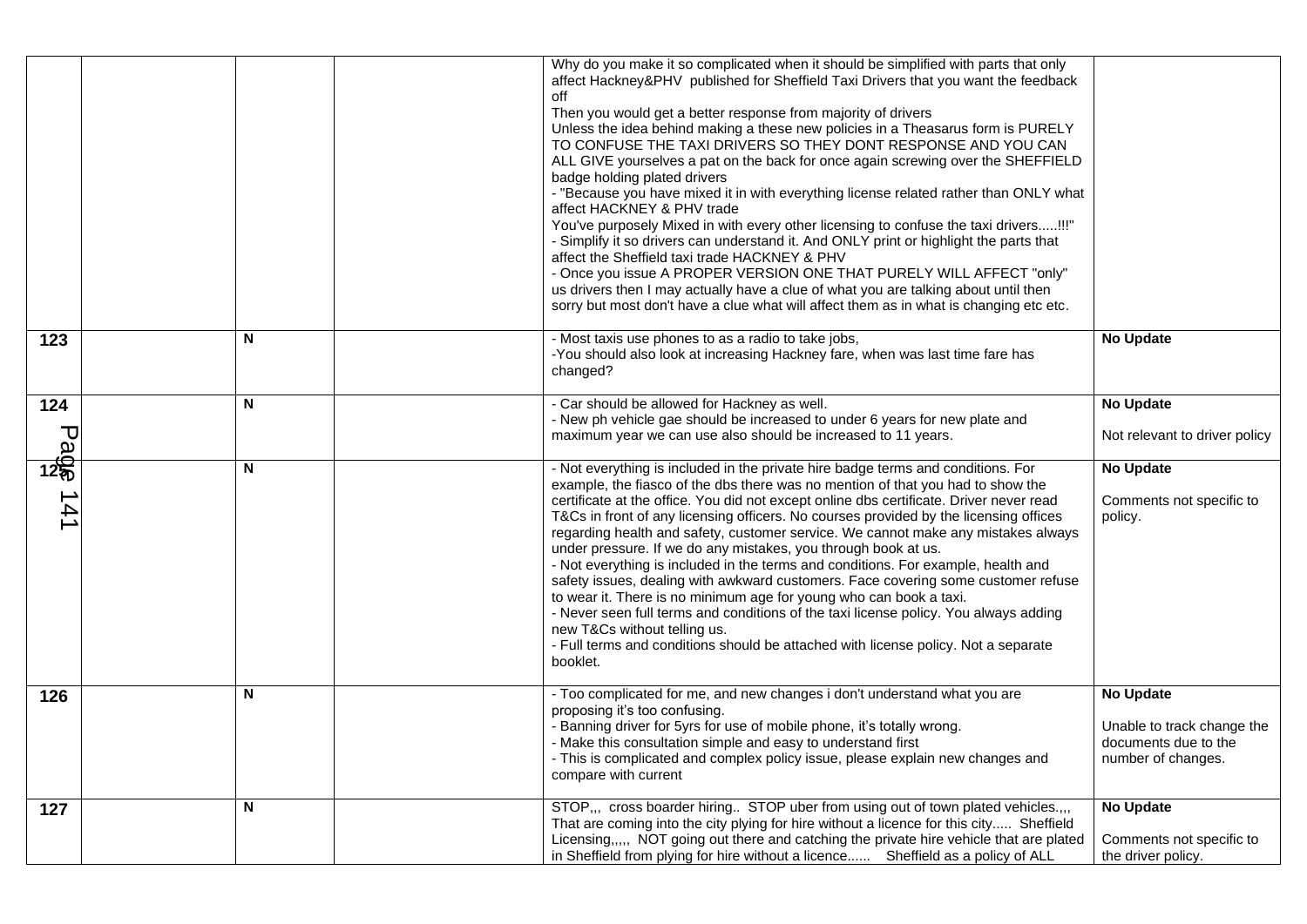| | | | | | |
|---|---|---|---|---|---|
| | | | | Why do you make it so complicated when it should be simplified with parts that only affect Hackney&PHV published for Sheffield Taxi Drivers that you want the feedback off<br>Then you would get a better response from majority of drivers<br>Unless the idea behind making a these new policies in a Theasarus form is PURELY TO CONFUSE THE TAXI DRIVERS SO THEY DONT RESPONSE AND YOU CAN ALL GIVE yourselves a pat on the back for once again screwing over the SHEFFIELD badge holding plated drivers<br>- "Because you have mixed it in with everything license related rather than ONLY what affect HACKNEY & PHV trade<br>You've purposely Mixed in with every other licensing to confuse the taxi drivers.....!!!"<br>- Simplify it so drivers can understand it. And ONLY print or highlight the parts that affect the Sheffield taxi trade HACKNEY & PHV<br>- Once you issue A PROPER VERSION ONE THAT PURELY WILL AFFECT "only" us drivers then I may actually have a clue of what you are talking about until then sorry but most don't have a clue what will affect them as in what is changing etc etc. | |
| **123** | | **N** | | - Most taxis use phones to as a radio to take jobs,<br>-You should also look at increasing Hackney fare, when was last time fare has changed? | **No Update** |
| **124** | | **N** | | - Car should be allowed for Hackney as well.<br>- New ph vehicle gae should be increased to under 6 years for new plate and maximum year we can use also should be increased to 11 years. | **No Update**<br><br>Not relevant to driver policy |
| **125** | | **N** | | - Not everything is included in the private hire badge terms and conditions. For example, the fiasco of the dbs there was no mention of that you had to show the certificate at the office. You did not except online dbs certificate. Driver never read T&Cs in front of any licensing officers. No courses provided by the licensing offices regarding health and safety, customer service. We cannot make any mistakes always under pressure. If we do any mistakes, you through book at us.<br>- Not everything is included in the terms and conditions. For example, health and safety issues, dealing with awkward customers. Face covering some customer refuse to wear it. There is no minimum age for young who can book a taxi.<br>- Never seen full terms and conditions of the taxi license policy. You always adding new T&Cs without telling us.<br>- Full terms and conditions should be attached with license policy. Not a separate booklet. | **No Update**<br><br>Comments not specific to policy. |
| **126** | | **N** | | - Too complicated for me, and new changes i don't understand what you are proposing it's too confusing.<br>- Banning driver for 5yrs for use of mobile phone, it's totally wrong.<br>- Make this consultation simple and easy to understand first<br>- This is complicated and complex policy issue, please explain new changes and compare with current | **No Update**<br><br>Unable to track change the documents due to the number of changes. |
| **127** | | **N** | | STOP,,, cross boarder hiring.. STOP uber from using out of town plated vehicles.,,, That are coming into the city plying for hire without a licence for this city..... Sheffield Licensing,,,,, NOT going out there and catching the private hire vehicle that are plated in Sheffield from plying for hire without a licence...... Sheffield as a policy of ALL | **No Update**<br><br>Comments not specific to the driver policy. |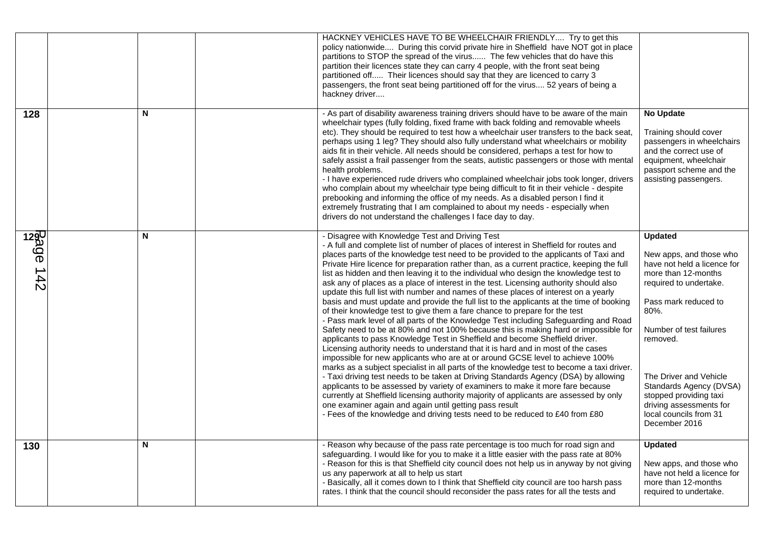| | | | | | |
|---|---|---|---|---|---|
| | | | | HACKNEY VEHICLES HAVE TO BE WHEELCHAIR FRIENDLY.... Try to get this policy nationwide.... During this corvid private hire in Sheffield have NOT got in place partitions to STOP the spread of the virus...... The few vehicles that do have this partition their licences state they can carry 4 people, with the front seat being partitioned off..... Their licences should say that they are licenced to carry 3 passengers, the front seat being partitioned off for the virus.... 52 years of being a hackney driver.... | |
| 128 | | N | | - As part of disability awareness training drivers should have to be aware of the main wheelchair types (fully folding, fixed frame with back folding and removable wheels etc). They should be required to test how a wheelchair user transfers to the back seat, perhaps using 1 leg? They should also fully understand what wheelchairs or mobility aids fit in their vehicle. All needs should be considered, perhaps a test for how to safely assist a frail passenger from the seats, autistic passengers or those with mental health problems.<br>- I have experienced rude drivers who complained wheelchair jobs took longer, drivers who complain about my wheelchair type being difficult to fit in their vehicle - despite prebooking and informing the office of my needs. As a disabled person I find it extremely frustrating that I am complained to about my needs - especially when drivers do not understand the challenges I face day to day. | **No Update**<br><br>Training should cover passengers in wheelchairs and the correct use of equipment, wheelchair passport scheme and the assisting passengers. |
| 129 | | N | | - Disagree with Knowledge Test and Driving Test<br>- A full and complete list of number of places of interest in Sheffield for routes and places parts of the knowledge test need to be provided to the applicants of Taxi and Private Hire licence for preparation rather than, as a current practice, keeping the full list as hidden and then leaving it to the individual who design the knowledge test to ask any of places as a place of interest in the test. Licensing authority should also update this full list with number and names of these places of interest on a yearly basis and must update and provide the full list to the applicants at the time of booking of their knowledge test to give them a fare chance to prepare for the test<br>- Pass mark level of all parts of the Knowledge Test including Safeguarding and Road Safety need to be at 80% and not 100% because this is making hard or impossible for applicants to pass Knowledge Test in Sheffield and become Sheffield driver. Licensing authority needs to understand that it is hard and in most of the cases impossible for new applicants who are at or around GCSE level to achieve 100% marks as a subject specialist in all parts of the knowledge test to become a taxi driver.<br>- Taxi driving test needs to be taken at Driving Standards Agency (DSA) by allowing applicants to be assessed by variety of examiners to make it more fare because currently at Sheffield licensing authority majority of applicants are assessed by only one examiner again and again until getting pass result<br>- Fees of the knowledge and driving tests need to be reduced to £40 from £80 | **Updated**<br><br>New apps, and those who have not held a licence for more than 12-months required to undertake.<br><br>Pass mark reduced to 80%.<br><br>Number of test failures removed.<br><br>The Driver and Vehicle Standards Agency (DVSA) stopped providing taxi driving assessments for local councils from 31 December 2016 |
| 130 | | N | | - Reason why because of the pass rate percentage is too much for road sign and safeguarding. I would like for you to make it a little easier with the pass rate at 80%<br>- Reason for this is that Sheffield city council does not help us in anyway by not giving us any paperwork at all to help us start<br>- Basically, all it comes down to I think that Sheffield city council are too harsh pass rates. I think that the council should reconsider the pass rates for all the tests and | **Updated**<br><br>New apps, and those who have not held a licence for more than 12-months required to undertake. |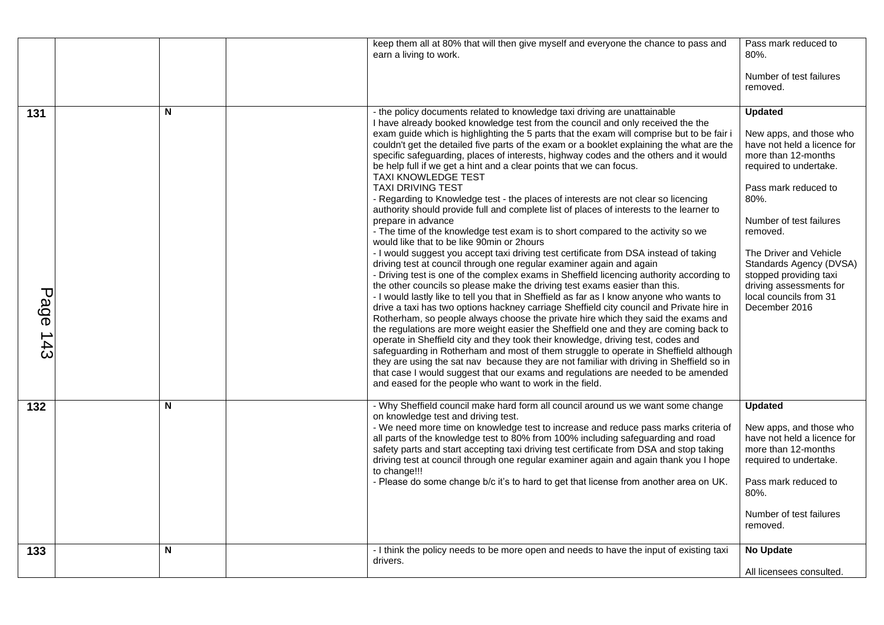|  |  |  |  |  |  |
|---|---|---|---|---|---|
|  |  |  |  | keep them all at 80% that will then give myself and everyone the chance to pass and earn a living to work. | Pass mark reduced to 80%.<br><br>Number of test failures removed. |
| **131** |  | **N** |  | - the policy documents related to knowledge taxi driving are unattainable<br>I have already booked knowledge test from the council and only received the the exam guide which is highlighting the 5 parts that the exam will comprise but to be fair i couldn't get the detailed five parts of the exam or a booklet explaining the what are the specific safeguarding, places of interests, highway codes and the others and it would be help full if we get a hint and a clear points that we can focus.<br>TAXI KNOWLEDGE TEST<br>TAXI DRIVING TEST<br>- Regarding to Knowledge test - the places of interests are not clear so licencing authority should provide full and complete list of places of interests to the learner to prepare in advance<br>- The time of the knowledge test exam is to short compared to the activity so we would like that to be like 90min or 2hours<br>- I would suggest you accept taxi driving test certificate from DSA instead of taking driving test at council through one regular examiner again and again<br>- Driving test is one of the complex exams in Sheffield licencing authority according to the other councils so please make the driving test exams easier than this.<br>- I would lastly like to tell you that in Sheffield as far as I know anyone who wants to drive a taxi has two options hackney carriage Sheffield city council and Private hire in Rotherham, so people always choose the private hire which they said the exams and the regulations are more weight easier the Sheffield one and they are coming back to operate in Sheffield city and they took their knowledge, driving test, codes and safeguarding in Rotherham and most of them struggle to operate in Sheffield although they are using the sat nav because they are not familiar with driving in Sheffield so in that case I would suggest that our exams and regulations are needed to be amended and eased for the people who want to work in the field. | **Updated**<br><br>New apps, and those who have not held a licence for more than 12-months required to undertake.<br><br>Pass mark reduced to 80%.<br><br>Number of test failures removed.<br><br>The Driver and Vehicle Standards Agency (DVSA) stopped providing taxi driving assessments for local councils from 31 December 2016 |
| **132** |  | **N** |  | - Why Sheffield council make hard form all council around us we want some change on knowledge test and driving test.<br>- We need more time on knowledge test to increase and reduce pass marks criteria of all parts of the knowledge test to 80% from 100% including safeguarding and road safety parts and start accepting taxi driving test certificate from DSA and stop taking driving test at council through one regular examiner again and again thank you I hope to change!!!<br>- Please do some change b/c it's to hard to get that license from another area on UK. | **Updated**<br><br>New apps, and those who have not held a licence for more than 12-months required to undertake.<br><br>Pass mark reduced to 80%.<br><br>Number of test failures removed. |
| **133** |  | **N** |  | - I think the policy needs to be more open and needs to have the input of existing taxi drivers. | **No Update**<br><br>All licensees consulted. |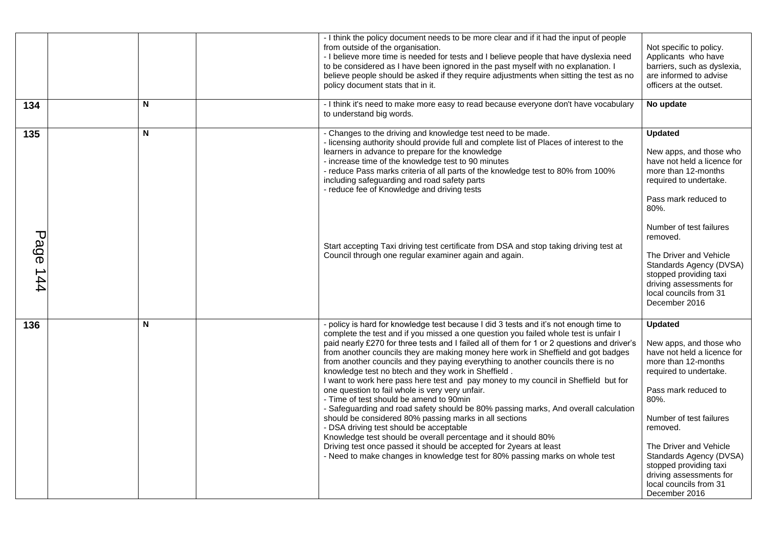| | | | | | |
|---|---|---|---|---|---|
| | | | | - I think the policy document needs to be more clear and if it had the input of people from outside of the organisation.<br>- I believe more time is needed for tests and I believe people that have dyslexia need to be considered as I have been ignored in the past myself with no explanation. I believe people should be asked if they require adjustments when sitting the test as no policy document stats that in it. | Not specific to policy. Applicants who have barriers, such as dyslexia, are informed to advise officers at the outset. |
| **134** | | **N** | | - I think it's need to make more easy to read because everyone don't have vocabulary to understand big words. | **No update** |
| **135** | | **N** | | - Changes to the driving and knowledge test need to be made.<br>- licensing authority should provide full and complete list of Places of interest to the learners in advance to prepare for the knowledge<br>- increase time of the knowledge test to 90 minutes<br>- reduce Pass marks criteria of all parts of the knowledge test to 80% from 100% including safeguarding and road safety parts<br>- reduce fee of Knowledge and driving tests<br><br>Start accepting Taxi driving test certificate from DSA and stop taking driving test at Council through one regular examiner again and again. | **Updated**<br><br>New apps, and those who have not held a licence for more than 12-months required to undertake.<br><br>Pass mark reduced to 80%.<br><br>Number of test failures removed.<br><br>The Driver and Vehicle Standards Agency (DVSA) stopped providing taxi driving assessments for local councils from 31 December 2016 |
| **136** | | **N** | | - policy is hard for knowledge test because I did 3 tests and it's not enough time to complete the test and if you missed a one question you failed whole test is unfair I paid nearly £270 for three tests and I failed all of them for 1 or 2 questions and driver's from another councils they are making money here work in Sheffield and got badges from another councils and they paying everything to another councils there is no knowledge test no btech and they work in Sheffield .<br>I want to work here pass here test and pay money to my council in Sheffield but for one question to fail whole is very very unfair.<br>- Time of test should be amend to 90min<br>- Safeguarding and road safety should be 80% passing marks, And overall calculation should be considered 80% passing marks in all sections<br>- DSA driving test should be acceptable<br>Knowledge test should be overall percentage and it should 80%<br>Driving test once passed it should be accepted for 2years at least<br>- Need to make changes in knowledge test for 80% passing marks on whole test | **Updated**<br><br>New apps, and those who have not held a licence for more than 12-months required to undertake.<br><br>Pass mark reduced to 80%.<br><br>Number of test failures removed.<br><br>The Driver and Vehicle Standards Agency (DVSA) stopped providing taxi driving assessments for local councils from 31 December 2016 |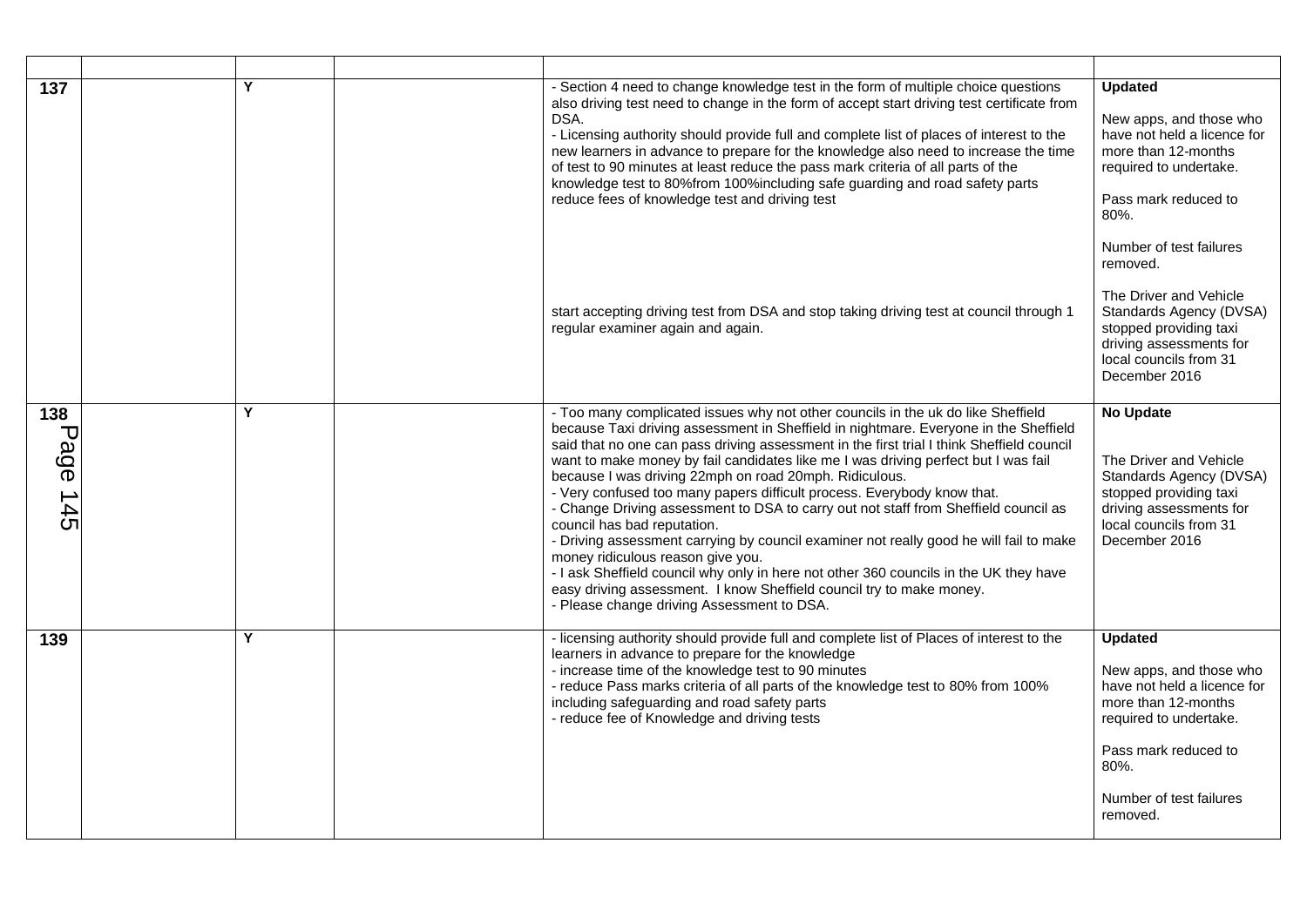| | | | | | |
|---|---|---|---|---|---|
| **137** | | **Y** | | - Section 4 need to change knowledge test in the form of multiple choice questions also driving test need to change in the form of accept start driving test certificate from DSA.<br>- Licensing authority should provide full and complete list of places of interest to the new learners in advance to prepare for the knowledge also need to increase the time of test to 90 minutes at least reduce the pass mark criteria of all parts of the knowledge test to 80%from 100%including safe guarding and road safety parts reduce fees of knowledge test and driving test<br><br>start accepting driving test from DSA and stop taking driving test at council through 1 regular examiner again and again. | **Updated**<br><br>New apps, and those who have not held a licence for more than 12-months required to undertake.<br><br>Pass mark reduced to 80%.<br><br>Number of test failures removed.<br><br>The Driver and Vehicle Standards Agency (DVSA) stopped providing taxi driving assessments for local councils from 31 December 2016 |
| **138** | | **Y** | | - Too many complicated issues why not other councils in the uk do like Sheffield because Taxi driving assessment in Sheffield in nightmare. Everyone in the Sheffield said that no one can pass driving assessment in the first trial I think Sheffield council want to make money by fail candidates like me I was driving perfect but I was fail because I was driving 22mph on road 20mph. Ridiculous.<br>- Very confused too many papers difficult process. Everybody know that.<br>- Change Driving assessment to DSA to carry out not staff from Sheffield council as council has bad reputation.<br>- Driving assessment carrying by council examiner not really good he will fail to make money ridiculous reason give you.<br>- I ask Sheffield council why only in here not other 360 councils in the UK they have easy driving assessment. I know Sheffield council try to make money.<br>- Please change driving Assessment to DSA. | **No Update**<br><br>The Driver and Vehicle Standards Agency (DVSA) stopped providing taxi driving assessments for local councils from 31 December 2016 |
| **139** | | **Y** | | - licensing authority should provide full and complete list of Places of interest to the learners in advance to prepare for the knowledge<br>- increase time of the knowledge test to 90 minutes<br>- reduce Pass marks criteria of all parts of the knowledge test to 80% from 100% including safeguarding and road safety parts<br>- reduce fee of Knowledge and driving tests | **Updated**<br><br>New apps, and those who have not held a licence for more than 12-months required to undertake.<br><br>Pass mark reduced to 80%.<br><br>Number of test failures removed. |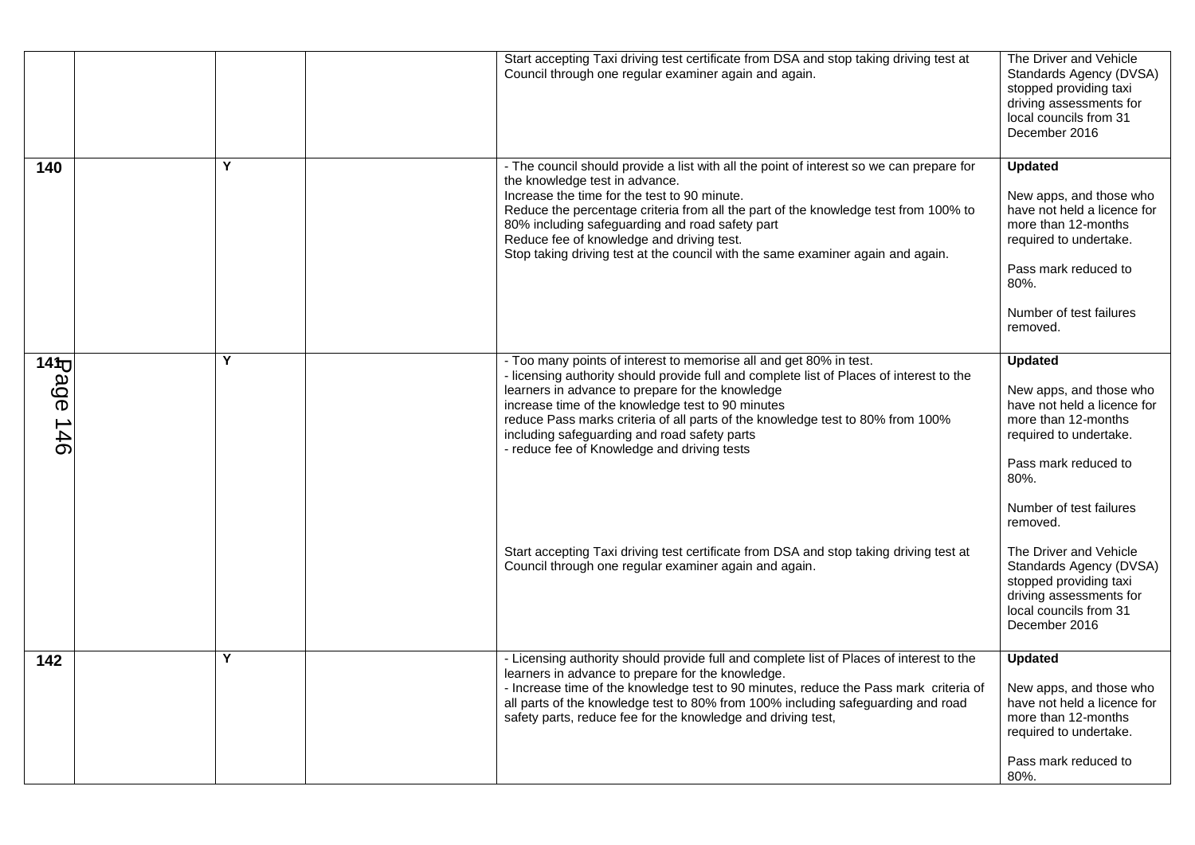|  |  |  |  |  |  |
|---|---|---|---|---|---|
|  |  |  |  | Start accepting Taxi driving test certificate from DSA and stop taking driving test at Council through one regular examiner again and again. | The Driver and Vehicle Standards Agency (DVSA) stopped providing taxi driving assessments for local councils from 31 December 2016 |
| **140** |  | Y |  | - The council should provide a list with all the point of interest so we can prepare for the knowledge test in advance.<br>Increase the time for the test to 90 minute.<br>Reduce the percentage criteria from all the part of the knowledge test from 100% to 80% including safeguarding and road safety part<br>Reduce fee of knowledge and driving test.<br>Stop taking driving test at the council with the same examiner again and again. | **Updated**<br><br>New apps, and those who have not held a licence for more than 12-months required to undertake.<br><br>Pass mark reduced to 80%.<br><br>Number of test failures removed. |
| **141** |  | Y |  | - Too many points of interest to memorise all and get 80% in test.<br>- licensing authority should provide full and complete list of Places of interest to the learners in advance to prepare for the knowledge<br>increase time of the knowledge test to 90 minutes<br>reduce Pass marks criteria of all parts of the knowledge test to 80% from 100% including safeguarding and road safety parts<br>- reduce fee of Knowledge and driving tests<br><br>Start accepting Taxi driving test certificate from DSA and stop taking driving test at Council through one regular examiner again and again. | **Updated**<br><br>New apps, and those who have not held a licence for more than 12-months required to undertake.<br><br>Pass mark reduced to 80%.<br><br>Number of test failures removed.<br><br>The Driver and Vehicle Standards Agency (DVSA) stopped providing taxi driving assessments for local councils from 31 December 2016 |
| **142** |  | Y |  | - Licensing authority should provide full and complete list of Places of interest to the learners in advance to prepare for the knowledge.<br>- Increase time of the knowledge test to 90 minutes, reduce the Pass mark criteria of all parts of the knowledge test to 80% from 100% including safeguarding and road safety parts, reduce fee for the knowledge and driving test, | **Updated**<br><br>New apps, and those who have not held a licence for more than 12-months required to undertake.<br><br>Pass mark reduced to 80%. |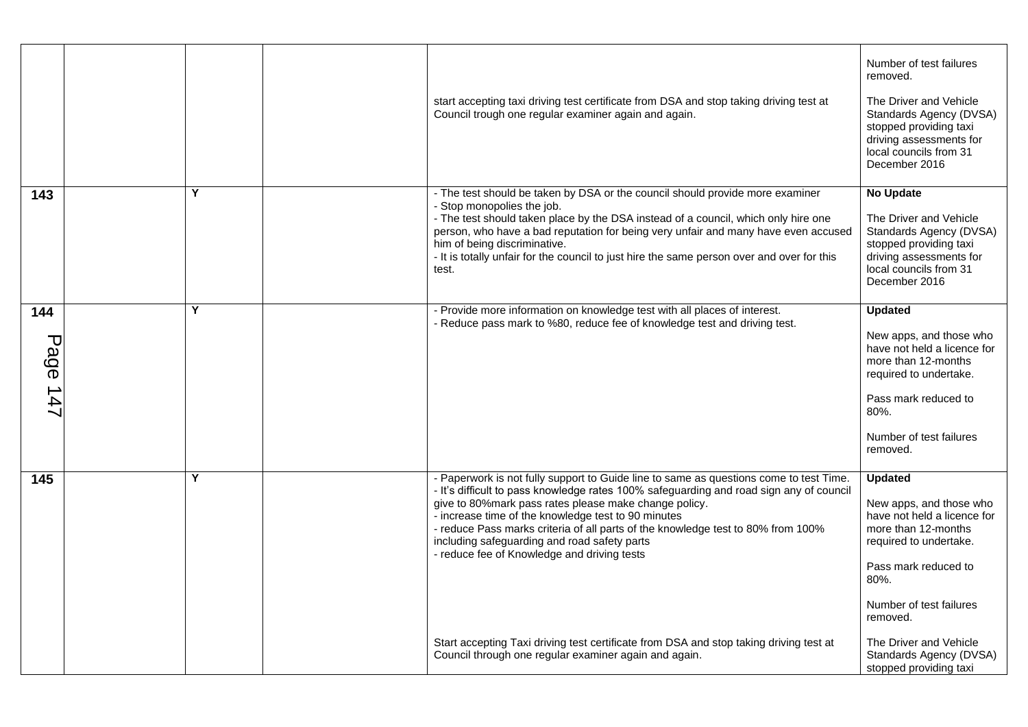| | | | | | |
|---|---|---|---|---|---|
| | | | | start accepting taxi driving test certificate from DSA and stop taking driving test at Council trough one regular examiner again and again. | Number of test failures removed.<br><br>The Driver and Vehicle Standards Agency (DVSA) stopped providing taxi driving assessments for local councils from 31 December 2016 |
| **143** | | Y | | - The test should be taken by DSA or the council should provide more examiner<br>- Stop monopolies the job.<br>- The test should taken place by the DSA instead of a council, which only hire one person, who have a bad reputation for being very unfair and many have even accused him of being discriminative.<br>- It is totally unfair for the council to just hire the same person over and over for this test. | **No Update**<br><br>The Driver and Vehicle Standards Agency (DVSA) stopped providing taxi driving assessments for local councils from 31 December 2016 |
| **144** | | Y | | - Provide more information on knowledge test with all places of interest.<br>- Reduce pass mark to %80, reduce fee of knowledge test and driving test. | **Updated**<br><br>New apps, and those who have not held a licence for more than 12-months required to undertake.<br><br>Pass mark reduced to 80%.<br><br>Number of test failures removed. |
| **145** | | Y | | - Paperwork is not fully support to Guide line to same as questions come to test Time.<br>- It's difficult to pass knowledge rates 100% safeguarding and road sign any of council give to 80%mark pass rates please make change policy.<br>- increase time of the knowledge test to 90 minutes<br>- reduce Pass marks criteria of all parts of the knowledge test to 80% from 100% including safeguarding and road safety parts<br>- reduce fee of Knowledge and driving tests<br><br>Start accepting Taxi driving test certificate from DSA and stop taking driving test at Council through one regular examiner again and again. | **Updated**<br><br>New apps, and those who have not held a licence for more than 12-months required to undertake.<br><br>Pass mark reduced to 80%.<br><br>Number of test failures removed.<br><br>The Driver and Vehicle Standards Agency (DVSA) stopped providing taxi |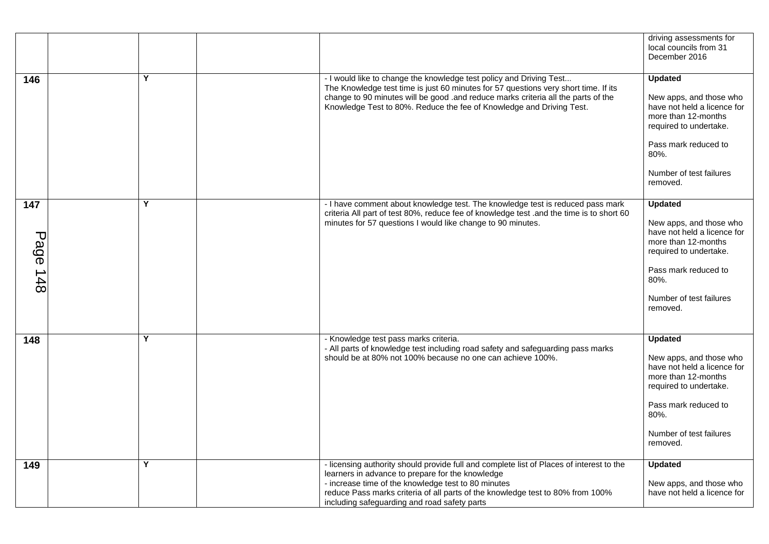| | | | | | |
|---|---|---|---|---|---|
| | | | | | driving assessments for local councils from 31 December 2016 |
| **146** | | **Y** | | - I would like to change the knowledge test policy and Driving Test... The Knowledge test time is just 60 minutes for 57 questions very short time. If its change to 90 minutes will be good .and reduce marks criteria all the parts of the Knowledge Test to 80%. Reduce the fee of Knowledge and Driving Test. | **Updated**<br><br>New apps, and those who have not held a licence for more than 12-months required to undertake.<br><br>Pass mark reduced to 80%.<br><br>Number of test failures removed. |
| **147** | | **Y** | | - I have comment about knowledge test. The knowledge test is reduced pass mark criteria All part of test 80%, reduce fee of knowledge test .and the time is to short 60 minutes for 57 questions I would like change to 90 minutes. | **Updated**<br><br>New apps, and those who have not held a licence for more than 12-months required to undertake.<br><br>Pass mark reduced to 80%.<br><br>Number of test failures removed. |
| **148** | | **Y** | | - Knowledge test pass marks criteria.<br>- All parts of knowledge test including road safety and safeguarding pass marks should be at 80% not 100% because no one can achieve 100%. | **Updated**<br><br>New apps, and those who have not held a licence for more than 12-months required to undertake.<br><br>Pass mark reduced to 80%.<br><br>Number of test failures removed. |
| **149** | | **Y** | | - licensing authority should provide full and complete list of Places of interest to the learners in advance to prepare for the knowledge<br>- increase time of the knowledge test to 80 minutes<br>reduce Pass marks criteria of all parts of the knowledge test to 80% from 100% including safeguarding and road safety parts | **Updated**<br><br>New apps, and those who have not held a licence for |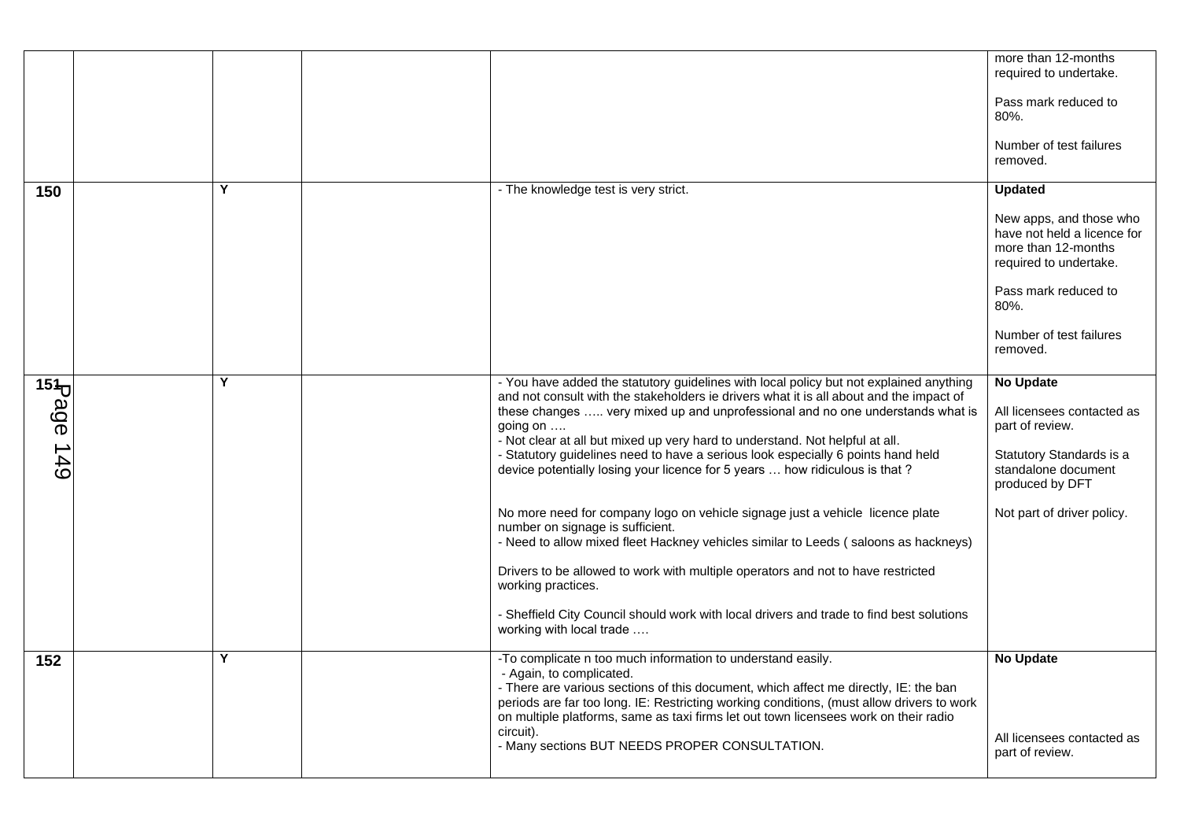| | | | | | |
|---|---|---|---|---|---|
| | | | | | more than 12-months required to undertake.<br><br>Pass mark reduced to 80%.<br><br>Number of test failures removed. |
| **150** | | Y | | - The knowledge test is very strict. | **Updated**<br><br>New apps, and those who have not held a licence for more than 12-months required to undertake.<br><br>Pass mark reduced to 80%.<br><br>Number of test failures removed. |
| **151** | | Y | | - You have added the statutory guidelines with local policy but not explained anything and not consult with the stakeholders ie drivers what it is all about and the impact of these changes ….. very mixed up and unprofessional and no one understands what is going on ….<br>- Not clear at all but mixed up very hard to understand. Not helpful at all.<br>- Statutory guidelines need to have a serious look especially 6 points hand held device potentially losing your licence for 5 years … how ridiculous is that ?<br><br>No more need for company logo on vehicle signage just a vehicle licence plate number on signage is sufficient.<br>- Need to allow mixed fleet Hackney vehicles similar to Leeds ( saloons as hackneys)<br><br>Drivers to be allowed to work with multiple operators and not to have restricted working practices.<br><br>- Sheffield City Council should work with local drivers and trade to find best solutions working with local trade …. | **No Update**<br><br>All licensees contacted as part of review.<br><br>Statutory Standards is a standalone document produced by DFT<br><br>Not part of driver policy. |
| **152** | | Y | | -To complicate n too much information to understand easily.<br>- Again, to complicated.<br>- There are various sections of this document, which affect me directly, IE: the ban periods are far too long. IE: Restricting working conditions, (must allow drivers to work on multiple platforms, same as taxi firms let out town licensees work on their radio circuit).<br>- Many sections BUT NEEDS PROPER CONSULTATION. | **No Update**<br><br>All licensees contacted as part of review. |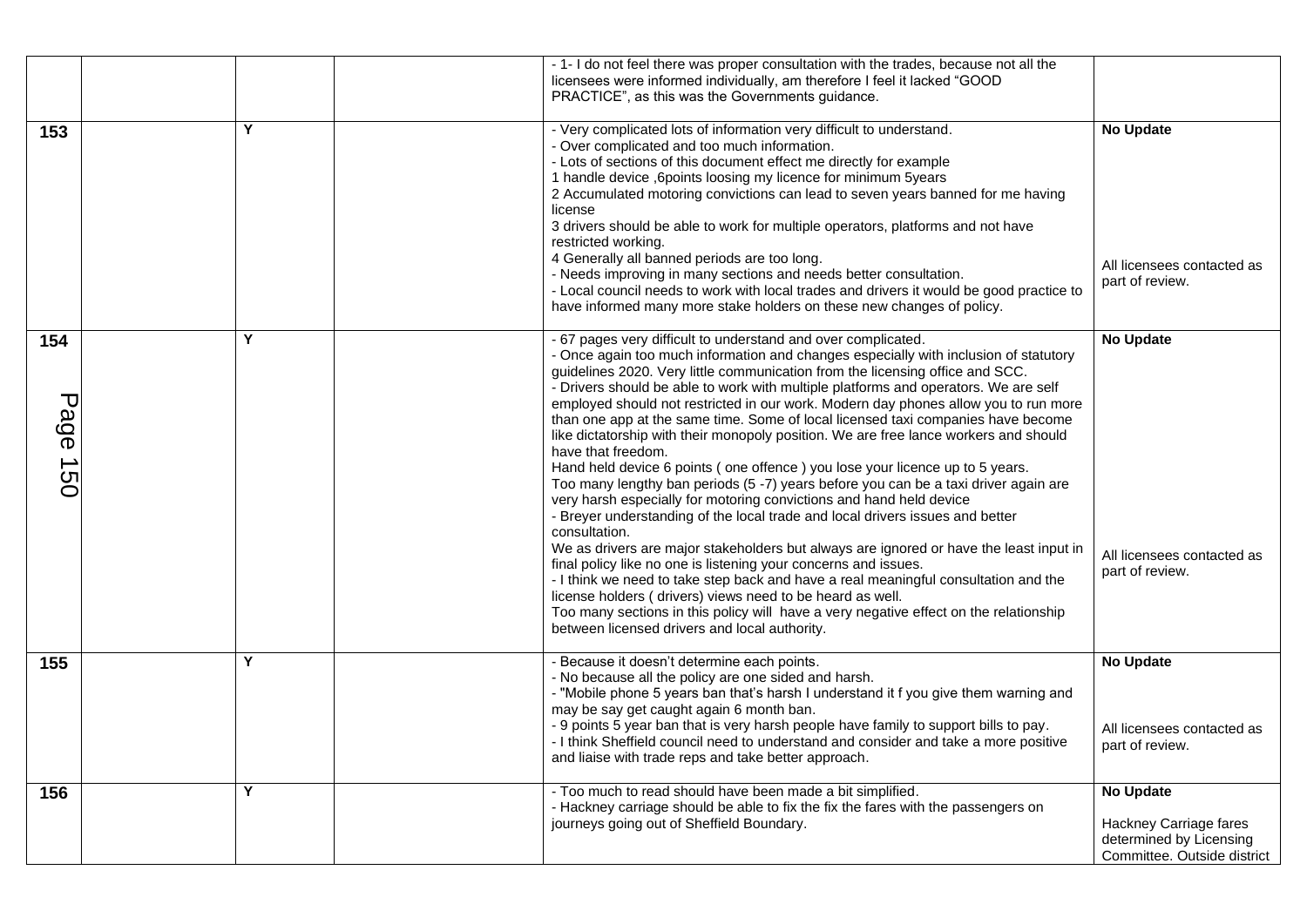| | | | | | |
|---|---|---|---|---|---|
| | | | | - 1- I do not feel there was proper consultation with the trades, because not all the licensees were informed individually, am therefore I feel it lacked "GOOD PRACTICE", as this was the Governments guidance. | |
| 153 | | Y | | - Very complicated lots of information very difficult to understand.<br>- Over complicated and too much information.<br>- Lots of sections of this document effect me directly for example<br>1 handle device ,6points loosing my licence for minimum 5years<br>2 Accumulated motoring convictions can lead to seven years banned for me having license<br>3 drivers should be able to work for multiple operators, platforms and not have restricted working.<br>4 Generally all banned periods are too long.<br>- Needs improving in many sections and needs better consultation.<br>- Local council needs to work with local trades and drivers it would be good practice to have informed many more stake holders on these new changes of policy. | **No Update**<br><br>All licensees contacted as part of review. |
| 154 | | Y | | - 67 pages very difficult to understand and over complicated.<br>- Once again too much information and changes especially with inclusion of statutory guidelines 2020. Very little communication from the licensing office and SCC.<br>- Drivers should be able to work with multiple platforms and operators. We are self employed should not restricted in our work. Modern day phones allow you to run more than one app at the same time. Some of local licensed taxi companies have become like dictatorship with their monopoly position. We are free lance workers and should have that freedom.<br>Hand held device 6 points ( one offence ) you lose your licence up to 5 years.<br>Too many lengthy ban periods (5 -7) years before you can be a taxi driver again are very harsh especially for motoring convictions and hand held device<br>- Breyer understanding of the local trade and local drivers issues and better consultation.<br>We as drivers are major stakeholders but always are ignored or have the least input in final policy like no one is listening your concerns and issues.<br>- I think we need to take step back and have a real meaningful consultation and the license holders ( drivers) views need to be heard as well.<br>Too many sections in this policy will have a very negative effect on the relationship between licensed drivers and local authority. | **No Update**<br><br>All licensees contacted as part of review. |
| 155 | | Y | | - Because it doesn't determine each points.<br>- No because all the policy are one sided and harsh.<br>- "Mobile phone 5 years ban that's harsh I understand it f you give them warning and may be say get caught again 6 month ban.<br>- 9 points 5 year ban that is very harsh people have family to support bills to pay.<br>- I think Sheffield council need to understand and consider and take a more positive and liaise with trade reps and take better approach. | **No Update**<br><br>All licensees contacted as part of review. |
| 156 | | Y | | - Too much to read should have been made a bit simplified.<br>- Hackney carriage should be able to fix the fix the fares with the passengers on journeys going out of Sheffield Boundary. | **No Update**<br><br>Hackney Carriage fares determined by Licensing Committee. Outside district |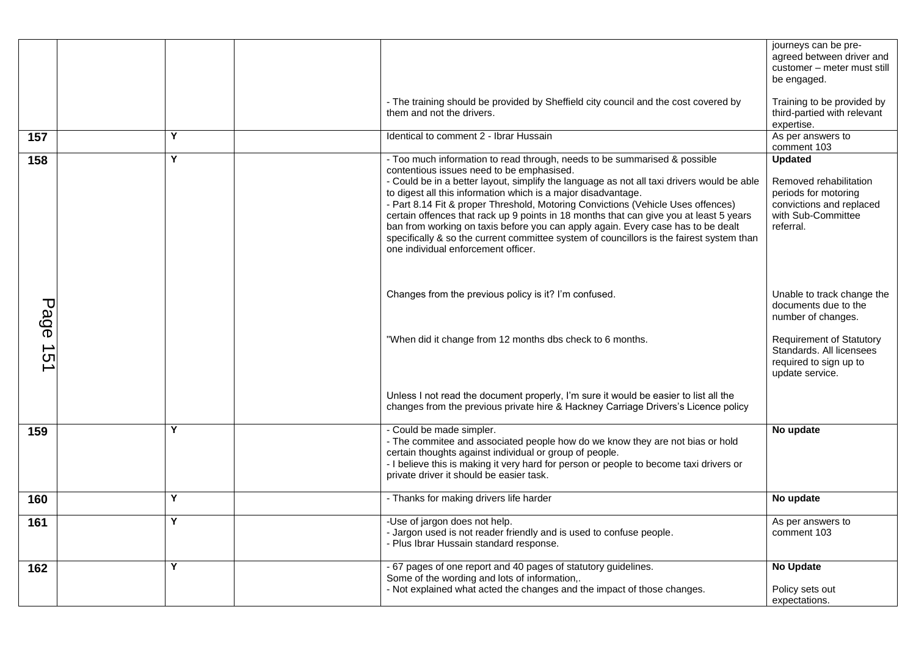|  |  |  |  |  |  |
|---|---|---|---|---|---|
|  |  |  |  | - The training should be provided by Sheffield city council and the cost covered by them and not the drivers. | journeys can be pre-agreed between driver and customer – meter must still be engaged.<br><br>Training to be provided by third-partied with relevant expertise. |
| **157** |  | Y |  | Identical to comment 2 - Ibrar Hussain | As per answers to comment 103 |
| **158** |  | Y |  | - Too much information to read through, needs to be summarised & possible contentious issues need to be emphasised.<br>- Could be in a better layout, simplify the language as not all taxi drivers would be able to digest all this information which is a major disadvantage.<br>- Part 8.14 Fit & proper Threshold, Motoring Convictions (Vehicle Uses offences) certain offences that rack up 9 points in 18 months that can give you at least 5 years ban from working on taxis before you can apply again. Every case has to be dealt specifically & so the current committee system of councillors is the fairest system than one individual enforcement officer.<br><br>Changes from the previous policy is it? I'm confused.<br><br>"When did it change from 12 months dbs check to 6 months.<br><br>Unless I not read the document properly, I'm sure it would be easier to list all the changes from the previous private hire & Hackney Carriage Drivers's Licence policy | **Updated**<br><br>Removed rehabilitation periods for motoring convictions and replaced with Sub-Committee referral.<br><br>Unable to track change the documents due to the number of changes.<br><br>Requirement of Statutory Standards. All licensees required to sign up to update service. |
| **159** |  | Y |  | - Could be made simpler.<br>- The commitee and associated people how do we know they are not bias or hold certain thoughts against individual or group of people.<br>- I believe this is making it very hard for person or people to become taxi drivers or private driver it should be easier task. | **No update** |
| **160** |  | Y |  | - Thanks for making drivers life harder | **No update** |
| **161** |  | Y |  | -Use of jargon does not help.<br>- Jargon used is not reader friendly and is used to confuse people.<br>- Plus Ibrar Hussain standard response. | As per answers to comment 103 |
| **162** |  | Y |  | - 67 pages of one report and 40 pages of statutory guidelines.<br>Some of the wording and lots of information,.<br>- Not explained what acted the changes and the impact of those changes. | **No Update**<br><br>Policy sets out expectations. |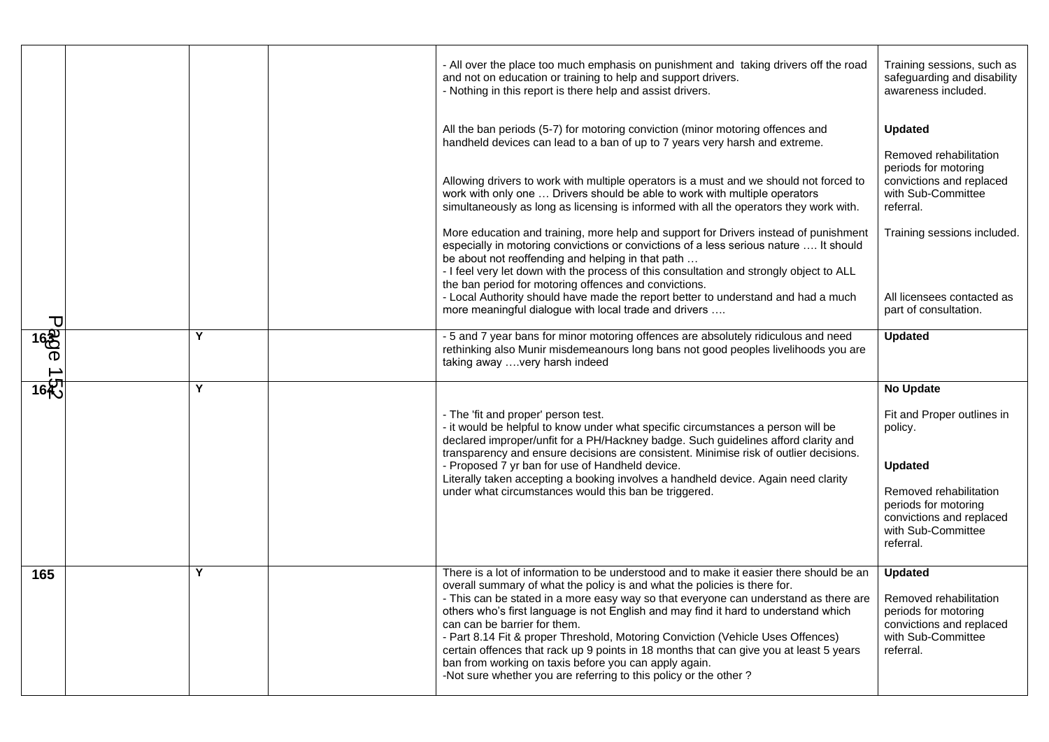| | | | | | |
|---|---|---|---|---|---|
| | | | | - All over the place too much emphasis on punishment and taking drivers off the road and not on education or training to help and support drivers.<br>- Nothing in this report is there help and assist drivers.<br><br>All the ban periods (5-7) for motoring conviction (minor motoring offences and handheld devices can lead to a ban of up to 7 years very harsh and extreme.<br><br>Allowing drivers to work with multiple operators is a must and we should not forced to work with only one … Drivers should be able to work with multiple operators simultaneously as long as licensing is informed with all the operators they work with.<br><br>More education and training, more help and support for Drivers instead of punishment especially in motoring convictions or convictions of a less serious nature …. It should be about not reoffending and helping in that path …<br>- I feel very let down with the process of this consultation and strongly object to ALL the ban period for motoring offences and convictions.<br>- Local Authority should have made the report better to understand and had a much more meaningful dialogue with local trade and drivers …. | Training sessions, such as safeguarding and disability awareness included.<br><br>**Updated**<br><br>Removed rehabilitation periods for motoring convictions and replaced with Sub-Committee referral.<br><br>Training sessions included.<br><br>All licensees contacted as part of consultation. |
| **163** | | Y | | - 5 and 7 year bans for minor motoring offences are absolutely ridiculous and need rethinking also Munir misdemeanours long bans not good peoples livelihoods you are taking away ….very harsh indeed | **Updated** |
| **164** | | Y | | - The 'fit and proper' person test.<br>- it would be helpful to know under what specific circumstances a person will be declared improper/unfit for a PH/Hackney badge. Such guidelines afford clarity and transparency and ensure decisions are consistent. Minimise risk of outlier decisions.<br>- Proposed 7 yr ban for use of Handheld device.<br>Literally taken accepting a booking involves a handheld device. Again need clarity under what circumstances would this ban be triggered. | **No Update**<br><br>Fit and Proper outlines in policy.<br><br>**Updated**<br><br>Removed rehabilitation periods for motoring convictions and replaced with Sub-Committee referral. |
| **165** | | Y | | There is a lot of information to be understood and to make it easier there should be an overall summary of what the policy is and what the policies is there for.<br>- This can be stated in a more easy way so that everyone can understand as there are others who's first language is not English and may find it hard to understand which can can be barrier for them.<br>- Part 8.14 Fit & proper Threshold, Motoring Conviction (Vehicle Uses Offences) certain offences that rack up 9 points in 18 months that can give you at least 5 years ban from working on taxis before you can apply again.<br>-Not sure whether you are referring to this policy or the other ? | **Updated**<br><br>Removed rehabilitation periods for motoring convictions and replaced with Sub-Committee referral. |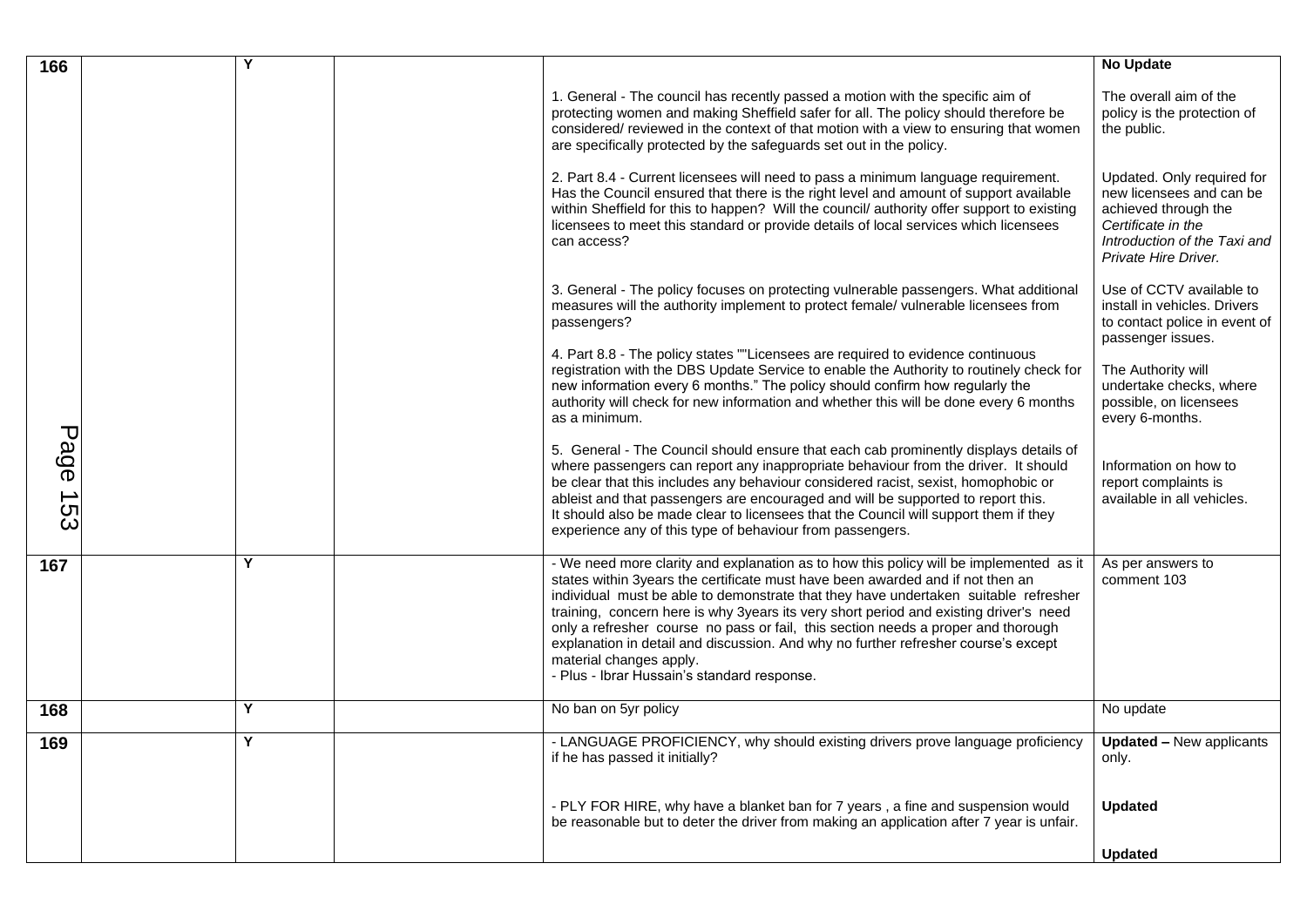| 166 | | Y | | | **No Update** |
|---|---|---|---|---|---|
| | | | | 1. General - The council has recently passed a motion with the specific aim of protecting women and making Sheffield safer for all. The policy should therefore be considered/ reviewed in the context of that motion with a view to ensuring that women are specifically protected by the safeguards set out in the policy. | The overall aim of the policy is the protection of the public. |
| | | | | 2. Part 8.4 - Current licensees will need to pass a minimum language requirement. Has the Council ensured that there is the right level and amount of support available within Sheffield for this to happen? Will the council/ authority offer support to existing licensees to meet this standard or provide details of local services which licensees can access? | Updated. Only required for new licensees and can be achieved through the *Certificate in the Introduction of the Taxi and Private Hire Driver.* |
| | | | | 3. General - The policy focuses on protecting vulnerable passengers. What additional measures will the authority implement to protect female/ vulnerable licensees from passengers? | Use of CCTV available to install in vehicles. Drivers to contact police in event of passenger issues. |
| | | | | 4. Part 8.8 - The policy states ""Licensees are required to evidence continuous registration with the DBS Update Service to enable the Authority to routinely check for new information every 6 months." The policy should confirm how regularly the authority will check for new information and whether this will be done every 6 months as a minimum. | The Authority will undertake checks, where possible, on licensees every 6-months. |
| | | | | 5. General - The Council should ensure that each cab prominently displays details of where passengers can report any inappropriate behaviour from the driver. It should be clear that this includes any behaviour considered racist, sexist, homophobic or ableist and that passengers are encouraged and will be supported to report this. It should also be made clear to licensees that the Council will support them if they experience any of this type of behaviour from passengers. | Information on how to report complaints is available in all vehicles. |
| 167 | | Y | | - We need more clarity and explanation as to how this policy will be implemented as it states within 3years the certificate must have been awarded and if not then an individual must be able to demonstrate that they have undertaken suitable refresher training, concern here is why 3years its very short period and existing driver's need only a refresher course no pass or fail, this section needs a proper and thorough explanation in detail and discussion. And why no further refresher course's except material changes apply.<br>- Plus - Ibrar Hussain's standard response. | As per answers to comment 103 |
| 168 | | Y | | No ban on 5yr policy | No update |
| 169 | | Y | | - LANGUAGE PROFICIENCY, why should existing drivers prove language proficiency if he has passed it initially? | **Updated –** New applicants only. |
| | | | | - PLY FOR HIRE, why have a blanket ban for 7 years , a fine and suspension would be reasonable but to deter the driver from making an application after 7 year is unfair. | **Updated** |
| | | | | | **Updated** |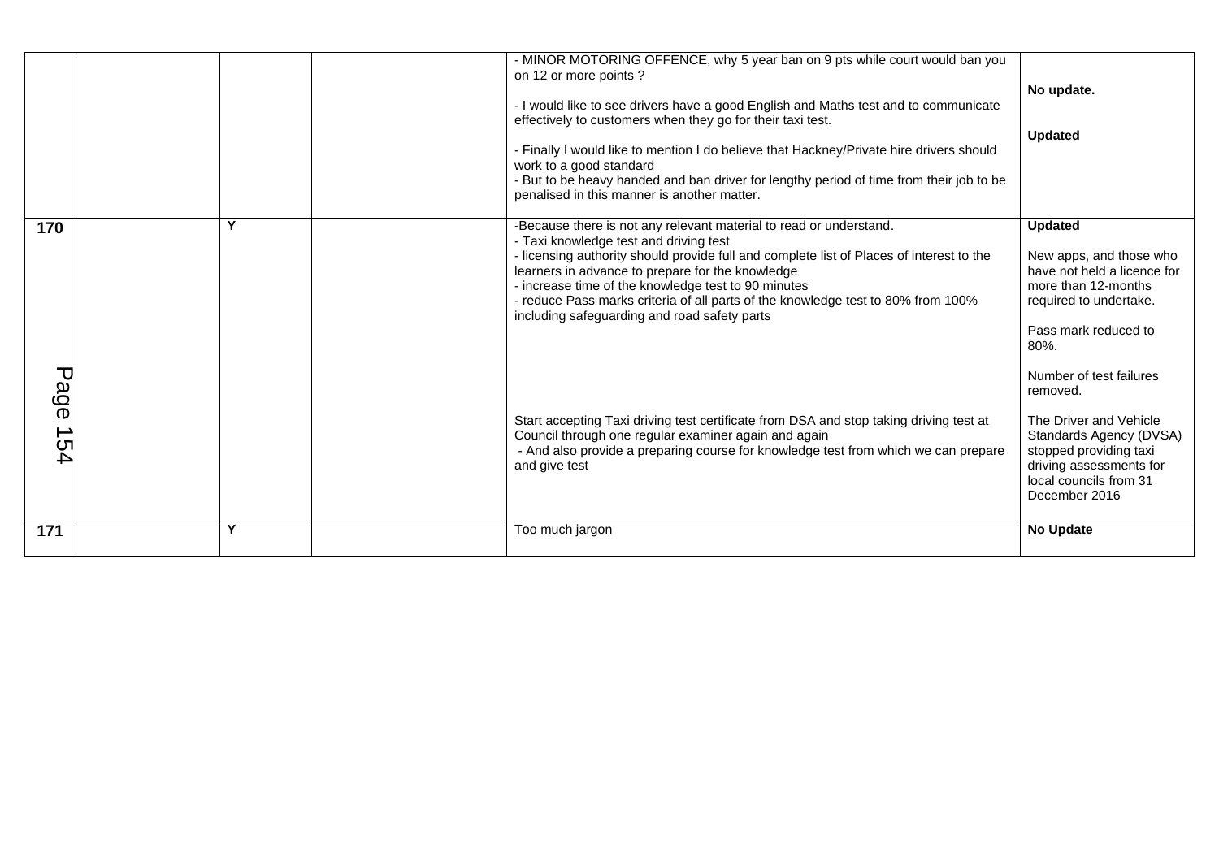| | | | | | |
|---|---|---|---|---|---|
| | | | | - MINOR MOTORING OFFENCE, why 5 year ban on 9 pts while court would ban you on 12 or more points ?<br><br>- I would like to see drivers have a good English and Maths test and to communicate effectively to customers when they go for their taxi test.<br><br>- Finally I would like to mention I do believe that Hackney/Private hire drivers should work to a good standard<br>- But to be heavy handed and ban driver for lengthy period of time from their job to be penalised in this manner is another matter. | **No update.**<br><br>**Updated** |
| **170** | | Y | | -Because there is not any relevant material to read or understand.<br>- Taxi knowledge test and driving test<br>- licensing authority should provide full and complete list of Places of interest to the learners in advance to prepare for the knowledge<br>- increase time of the knowledge test to 90 minutes<br>- reduce Pass marks criteria of all parts of the knowledge test to 80% from 100% including safeguarding and road safety parts<br><br>Start accepting Taxi driving test certificate from DSA and stop taking driving test at Council through one regular examiner again and again<br>- And also provide a preparing course for knowledge test from which we can prepare and give test | **Updated**<br><br>New apps, and those who have not held a licence for more than 12-months required to undertake.<br><br>Pass mark reduced to 80%.<br><br>Number of test failures removed.<br><br>The Driver and Vehicle Standards Agency (DVSA) stopped providing taxi driving assessments for local councils from 31 December 2016 |
| **171** | | Y | | Too much jargon | **No Update** |